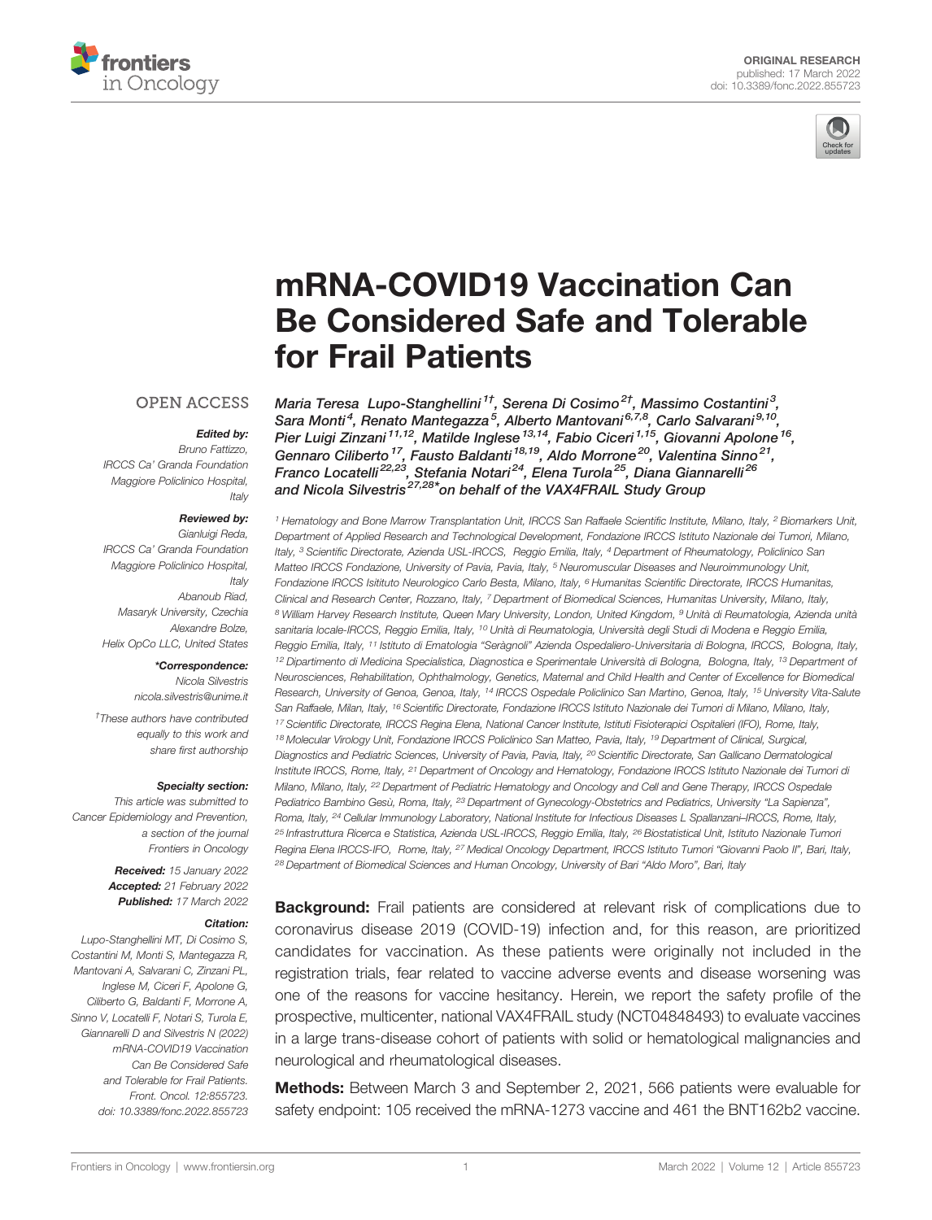ORIGINAL RESEARCH
published: 17 March 2022
doi: 10.3389/fonc.2022.855723

# mRNA-COVID19 Vaccination Can Be Considered Safe and Tolerable for Frail Patients

*Maria Teresa Lupo-Stanghellini[1†], Serena Di Cosimo[2†], Massimo Costantini[3], Sara Monti[4], Renato Mantegazza[5], Alberto Mantovani[6,7,8], Carlo Salvarani[9,10], Pier Luigi Zinzani[11,12], Matilde Inglese[13,14], Fabio Ciceri[1,15], Giovanni Apolone[16], Gennaro Ciliberto[17], Fausto Baldanti[18,19], Aldo Morrone[20], Valentina Sinno[21], Franco Locatelli[22,23], Stefania Notari[24], Elena Turola[25], Diana Giannarelli[26] and Nicola Silvestris[27,28]\* on behalf of the VAX4FRAIL Study Group*

[1] Hematology and Bone Marrow Transplantation Unit, IRCCS San Raffaele Scientific Institute, Milano, Italy, [2] Biomarkers Unit, Department of Applied Research and Technological Development, Fondazione IRCCS Istituto Nazionale dei Tumori, Milano, Italy, [3] Scientific Directorate, Azienda USL-IRCCS, Reggio Emilia, Italy, [4] Department of Rheumatology, Policlinico San Matteo IRCCS Fondazione, University of Pavia, Pavia, Italy, [5] Neuromuscular Diseases and Neuroimmunology Unit, Fondazione IRCCS Isititulo Neurologico Carlo Besta, Milano, Italy, [6] Humanitas Scientific Directorate, IRCCS Humanitas, Clinical and Research Center, Rozzano, Italy, [7] Department of Biomedical Sciences, Humanitas University, Milano, Italy, [8] William Harvey Research Institute, Queen Mary University, London, United Kingdom, [9] Unità di Reumatologia, Azienda unità sanitaria locale-IRCCS, Reggio Emilia, Italy, [10] Unità di Reumatologia, Università degli Studi di Modena e Reggio Emilia, Reggio Emilia, Italy, [11] Istituto di Ematologia "Seràgnoli" Azienda Ospedaliero-Universitaria di Bologna, IRCCS, Bologna, Italy, [12] Dipartimento di Medicina Specialistica, Diagnostica e Sperimentale Università di Bologna, Bologna, Italy, [13] Department of Neurosciences, Rehabilitation, Ophthalmology, Genetics, Maternal and Child Health and Center of Excellence for Biomedical Research, University of Genoa, Genoa, Italy, [14] IRCCS Ospedale Policlinico San Martino, Genoa, Italy, [15] University Vita-Salute San Raffaele, Milan, Italy, [16] Scientific Directorate, Fondazione IRCCS Istituto Nazionale dei Tumori di Milano, Milano, Italy, [17] Scientific Directorate, IRCCS Regina Elena, National Cancer Institute, Istituti Fisioterapici Ospitalieri (IFO), Rome, Italy, [18] Molecular Virology Unit, Fondazione IRCCS Policlinico San Matteo, Pavia, Italy, [19] Department of Clinical, Surgical, Diagnostics and Pediatric Sciences, University of Pavia, Pavia, Italy, [20] Scientific Directorate, San Gallicano Dermatological Institute IRCCS, Rome, Italy, [21] Department of Oncology and Hematology, Fondazione IRCCS Istituto Nazionale dei Tumori di Milano, Milano, Italy, [22] Department of Pediatric Hematology and Oncology and Cell and Gene Therapy, IRCCS Ospedale Pediatrico Bambino Gesù, Roma, Italy, [23] Department of Gynecology-Obstetrics and Pediatrics, University "La Sapienza", Roma, Italy, [24] Cellular Immunology Laboratory, National Institute for Infectious Diseases L Spallanzani–IRCCS, Rome, Italy, [25] Infrastruttura Ricerca e Statistica, Azienda USL-IRCCS, Reggio Emilia, Italy, [26] Biostatistical Unit, Istituto Nazionale Tumori Regina Elena IRCCS-IFO, Rome, Italy, [27] Medical Oncology Department, IRCCS Istituto Tumori "Giovanni Paolo II", Bari, Italy, [28] Department of Biomedical Sciences and Human Oncology, University of Bari "Aldo Moro", Bari, Italy

OPEN ACCESS

**Edited by:**
*Bruno Fattizzo, IRCCS Ca' Granda Foundation Maggiore Policlinico Hospital, Italy*

**Reviewed by:**
*Gianluigi Reda, IRCCS Ca' Granda Foundation Maggiore Policlinico Hospital, Italy*
*Abanoub Riad, Masaryk University, Czechia*
*Alexandre Bolze, Helix OpCo LLC, United States*

**\*Correspondence:**
*Nicola Silvestris*
*nicola.silvestris@unime.it*

*†These authors have contributed equally to this work and share first authorship*

**Specialty section:**
*This article was submitted to Cancer Epidemiology and Prevention, a section of the journal Frontiers in Oncology*

**Received:** *15 January 2022*
**Accepted:** *21 February 2022*
**Published:** *17 March 2022*

**Citation:**
*Lupo-Stanghellini MT, Di Cosimo S, Costantini M, Monti S, Mantegazza R, Mantovani A, Salvarani C, Zinzani PL, Inglese M, Ciceri F, Apolone G, Ciliberto G, Baldanti F, Morrone A, Sinno V, Locatelli F, Notari S, Turola E, Giannarelli D and Silvestris N (2022) mRNA-COVID19 Vaccination Can Be Considered Safe and Tolerable for Frail Patients. Front. Oncol. 12:855723. doi: 10.3389/fonc.2022.855723*

**Background:** Frail patients are considered at relevant risk of complications due to coronavirus disease 2019 (COVID-19) infection and, for this reason, are prioritized candidates for vaccination. As these patients were originally not included in the registration trials, fear related to vaccine adverse events and disease worsening was one of the reasons for vaccine hesitancy. Herein, we report the safety profile of the prospective, multicenter, national VAX4FRAIL study (NCT04848493) to evaluate vaccines in a large trans-disease cohort of patients with solid or hematological malignancies and neurological and rheumatological diseases.

**Methods:** Between March 3 and September 2, 2021, 566 patients were evaluable for safety endpoint: 105 received the mRNA-1273 vaccine and 461 the BNT162b2 vaccine.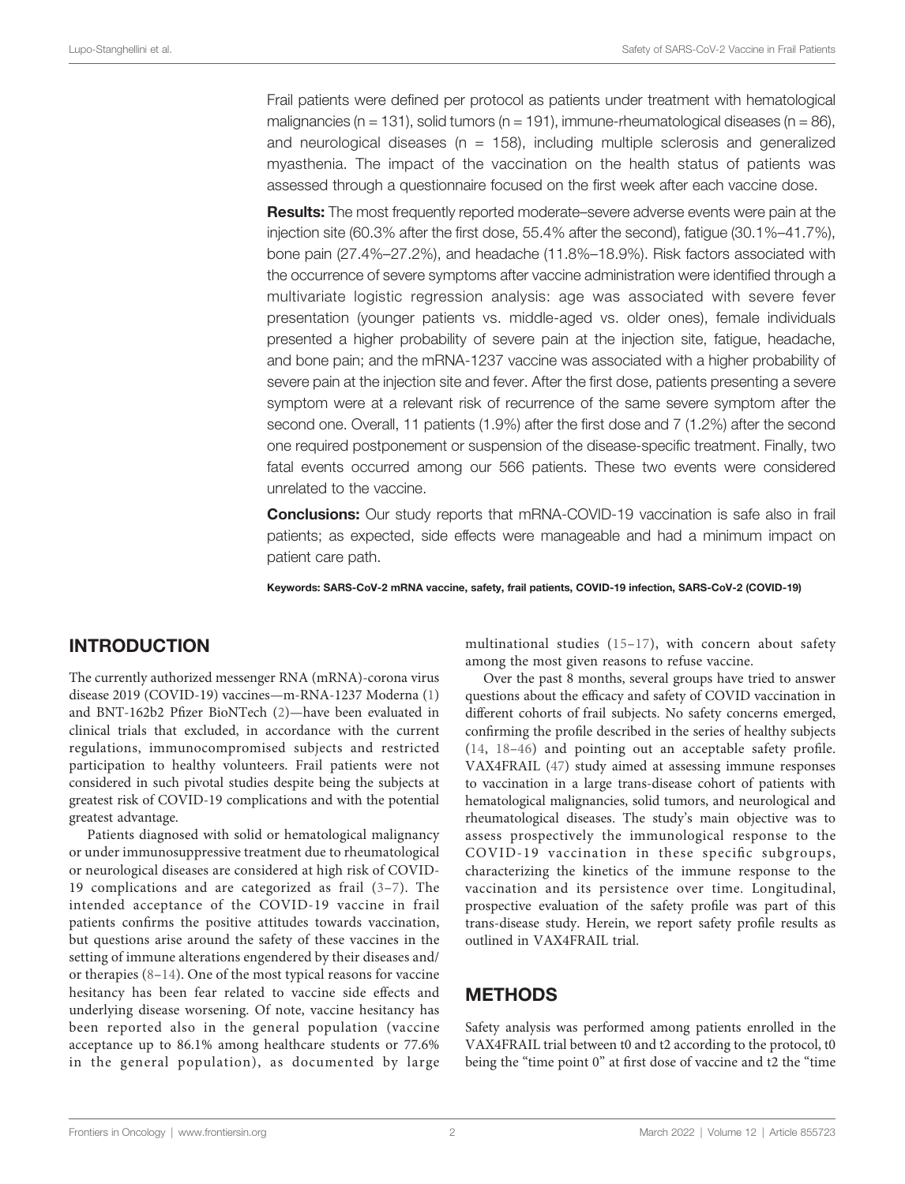Frail patients were defined per protocol as patients under treatment with hematological malignancies (n = 131), solid tumors (n = 191), immune-rheumatological diseases (n = 86), and neurological diseases (n = 158), including multiple sclerosis and generalized myasthenia. The impact of the vaccination on the health status of patients was assessed through a questionnaire focused on the first week after each vaccine dose.

**Results:** The most frequently reported moderate–severe adverse events were pain at the injection site (60.3% after the first dose, 55.4% after the second), fatigue (30.1%–41.7%), bone pain (27.4%–27.2%), and headache (11.8%–18.9%). Risk factors associated with the occurrence of severe symptoms after vaccine administration were identified through a multivariate logistic regression analysis: age was associated with severe fever presentation (younger patients vs. middle-aged vs. older ones), female individuals presented a higher probability of severe pain at the injection site, fatigue, headache, and bone pain; and the mRNA-1237 vaccine was associated with a higher probability of severe pain at the injection site and fever. After the first dose, patients presenting a severe symptom were at a relevant risk of recurrence of the same severe symptom after the second one. Overall, 11 patients (1.9%) after the first dose and 7 (1.2%) after the second one required postponement or suspension of the disease-specific treatment. Finally, two fatal events occurred among our 566 patients. These two events were considered unrelated to the vaccine.

**Conclusions:** Our study reports that mRNA-COVID-19 vaccination is safe also in frail patients; as expected, side effects were manageable and had a minimum impact on patient care path.

**Keywords: SARS-CoV-2 mRNA vaccine, safety, frail patients, COVID-19 infection, SARS-CoV-2 (COVID-19)**

## INTRODUCTION

The currently authorized messenger RNA (mRNA)-corona virus disease 2019 (COVID-19) vaccines—m-RNA-1237 Moderna (1) and BNT-162b2 Pfizer BioNTech (2)—have been evaluated in clinical trials that excluded, in accordance with the current regulations, immunocompromised subjects and restricted participation to healthy volunteers. Frail patients were not considered in such pivotal studies despite being the subjects at greatest risk of COVID-19 complications and with the potential greatest advantage.

Patients diagnosed with solid or hematological malignancy or under immunosuppressive treatment due to rheumatological or neurological diseases are considered at high risk of COVID-19 complications and are categorized as frail (3–7). The intended acceptance of the COVID-19 vaccine in frail patients confirms the positive attitudes towards vaccination, but questions arise around the safety of these vaccines in the setting of immune alterations engendered by their diseases and/or therapies (8–14). One of the most typical reasons for vaccine hesitancy has been fear related to vaccine side effects and underlying disease worsening. Of note, vaccine hesitancy has been reported also in the general population (vaccine acceptance up to 86.1% among healthcare students or 77.6% in the general population), as documented by large multinational studies (15–17), with concern about safety among the most given reasons to refuse vaccine.

Over the past 8 months, several groups have tried to answer questions about the efficacy and safety of COVID vaccination in different cohorts of frail subjects. No safety concerns emerged, confirming the profile described in the series of healthy subjects (14, 18–46) and pointing out an acceptable safety profile. VAX4FRAIL (47) study aimed at assessing immune responses to vaccination in a large trans-disease cohort of patients with hematological malignancies, solid tumors, and neurological and rheumatological diseases. The study's main objective was to assess prospectively the immunological response to the COVID-19 vaccination in these specific subgroups, characterizing the kinetics of the immune response to the vaccination and its persistence over time. Longitudinal, prospective evaluation of the safety profile was part of this trans-disease study. Herein, we report safety profile results as outlined in VAX4FRAIL trial.

## METHODS

Safety analysis was performed among patients enrolled in the VAX4FRAIL trial between t0 and t2 according to the protocol, t0 being the "time point 0" at first dose of vaccine and t2 the "time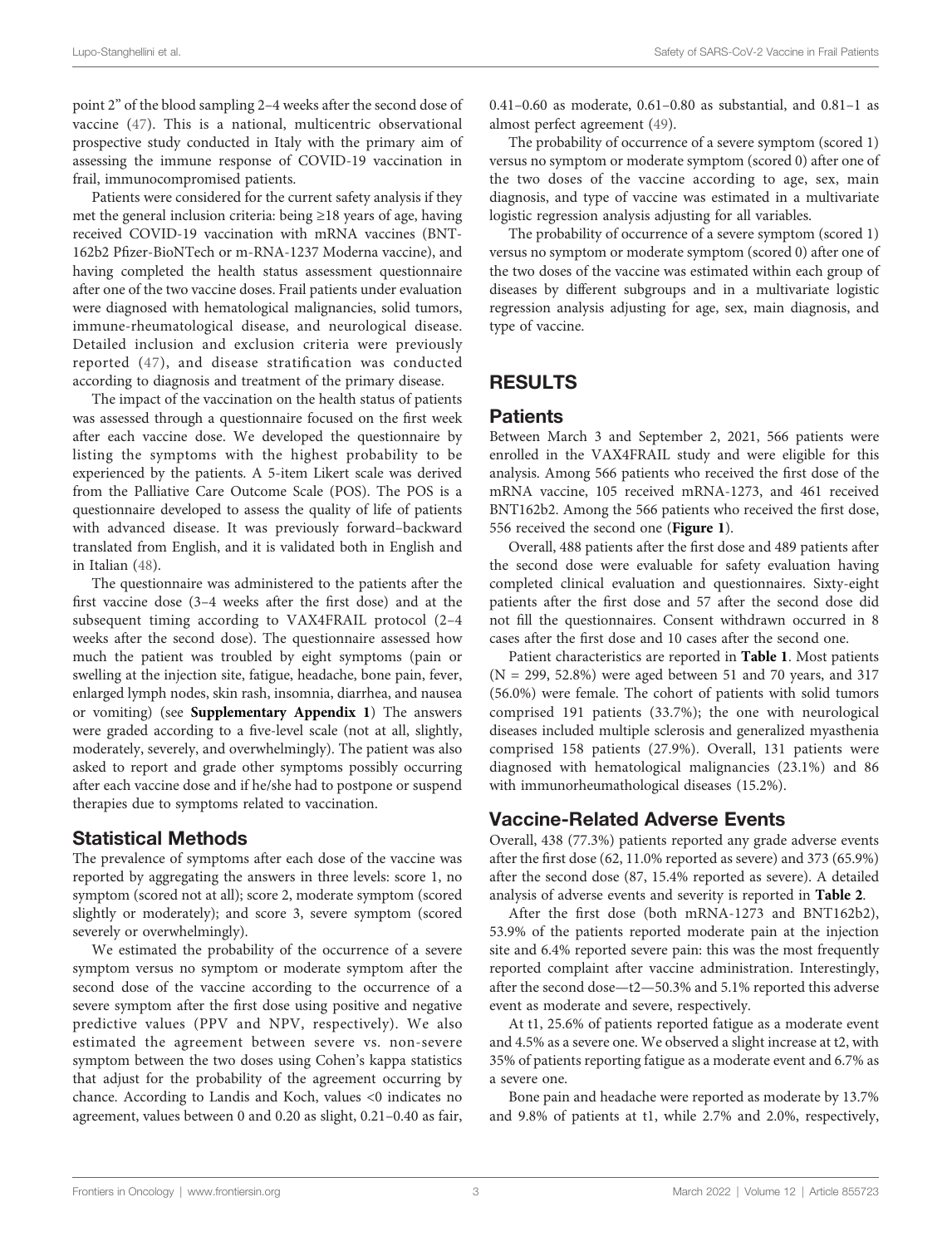point 2" of the blood sampling 2–4 weeks after the second dose of vaccine (47). This is a national, multicentric observational prospective study conducted in Italy with the primary aim of assessing the immune response of COVID-19 vaccination in frail, immunocompromised patients.

Patients were considered for the current safety analysis if they met the general inclusion criteria: being ≥18 years of age, having received COVID-19 vaccination with mRNA vaccines (BNT-162b2 Pfizer-BioNTech or m-RNA-1237 Moderna vaccine), and having completed the health status assessment questionnaire after one of the two vaccine doses. Frail patients under evaluation were diagnosed with hematological malignancies, solid tumors, immune-rheumatological disease, and neurological disease. Detailed inclusion and exclusion criteria were previously reported (47), and disease stratification was conducted according to diagnosis and treatment of the primary disease.

The impact of the vaccination on the health status of patients was assessed through a questionnaire focused on the first week after each vaccine dose. We developed the questionnaire by listing the symptoms with the highest probability to be experienced by the patients. A 5-item Likert scale was derived from the Palliative Care Outcome Scale (POS). The POS is a questionnaire developed to assess the quality of life of patients with advanced disease. It was previously forward–backward translated from English, and it is validated both in English and in Italian (48).

The questionnaire was administered to the patients after the first vaccine dose (3–4 weeks after the first dose) and at the subsequent timing according to VAX4FRAIL protocol (2–4 weeks after the second dose). The questionnaire assessed how much the patient was troubled by eight symptoms (pain or swelling at the injection site, fatigue, headache, bone pain, fever, enlarged lymph nodes, skin rash, insomnia, diarrhea, and nausea or vomiting) (see **Supplementary Appendix 1**) The answers were graded according to a five-level scale (not at all, slightly, moderately, severely, and overwhelmingly). The patient was also asked to report and grade other symptoms possibly occurring after each vaccine dose and if he/she had to postpone or suspend therapies due to symptoms related to vaccination.

## Statistical Methods

The prevalence of symptoms after each dose of the vaccine was reported by aggregating the answers in three levels: score 1, no symptom (scored not at all); score 2, moderate symptom (scored slightly or moderately); and score 3, severe symptom (scored severely or overwhelmingly).

We estimated the probability of the occurrence of a severe symptom versus no symptom or moderate symptom after the second dose of the vaccine according to the occurrence of a severe symptom after the first dose using positive and negative predictive values (PPV and NPV, respectively). We also estimated the agreement between severe vs. non-severe symptom between the two doses using Cohen's kappa statistics that adjust for the probability of the agreement occurring by chance. According to Landis and Koch, values <0 indicates no agreement, values between 0 and 0.20 as slight, 0.21–0.40 as fair, 0.41–0.60 as moderate, 0.61–0.80 as substantial, and 0.81–1 as almost perfect agreement (49).

The probability of occurrence of a severe symptom (scored 1) versus no symptom or moderate symptom (scored 0) after one of the two doses of the vaccine according to age, sex, main diagnosis, and type of vaccine was estimated in a multivariate logistic regression analysis adjusting for all variables.

The probability of occurrence of a severe symptom (scored 1) versus no symptom or moderate symptom (scored 0) after one of the two doses of the vaccine was estimated within each group of diseases by different subgroups and in a multivariate logistic regression analysis adjusting for age, sex, main diagnosis, and type of vaccine.

# RESULTS

## Patients

Between March 3 and September 2, 2021, 566 patients were enrolled in the VAX4FRAIL study and were eligible for this analysis. Among 566 patients who received the first dose of the mRNA vaccine, 105 received mRNA-1273, and 461 received BNT162b2. Among the 566 patients who received the first dose, 556 received the second one (**Figure 1**).

Overall, 488 patients after the first dose and 489 patients after the second dose were evaluable for safety evaluation having completed clinical evaluation and questionnaires. Sixty-eight patients after the first dose and 57 after the second dose did not fill the questionnaires. Consent withdrawn occurred in 8 cases after the first dose and 10 cases after the second one.

Patient characteristics are reported in **Table 1**. Most patients (N = 299, 52.8%) were aged between 51 and 70 years, and 317 (56.0%) were female. The cohort of patients with solid tumors comprised 191 patients (33.7%); the one with neurological diseases included multiple sclerosis and generalized myasthenia comprised 158 patients (27.9%). Overall, 131 patients were diagnosed with hematological malignancies (23.1%) and 86 with immunorheumathological diseases (15.2%).

## Vaccine-Related Adverse Events

Overall, 438 (77.3%) patients reported any grade adverse events after the first dose (62, 11.0% reported as severe) and 373 (65.9%) after the second dose (87, 15.4% reported as severe). A detailed analysis of adverse events and severity is reported in **Table 2**.

After the first dose (both mRNA-1273 and BNT162b2), 53.9% of the patients reported moderate pain at the injection site and 6.4% reported severe pain: this was the most frequently reported complaint after vaccine administration. Interestingly, after the second dose—t2—50.3% and 5.1% reported this adverse event as moderate and severe, respectively.

At t1, 25.6% of patients reported fatigue as a moderate event and 4.5% as a severe one. We observed a slight increase at t2, with 35% of patients reporting fatigue as a moderate event and 6.7% as a severe one.

Bone pain and headache were reported as moderate by 13.7% and 9.8% of patients at t1, while 2.7% and 2.0%, respectively,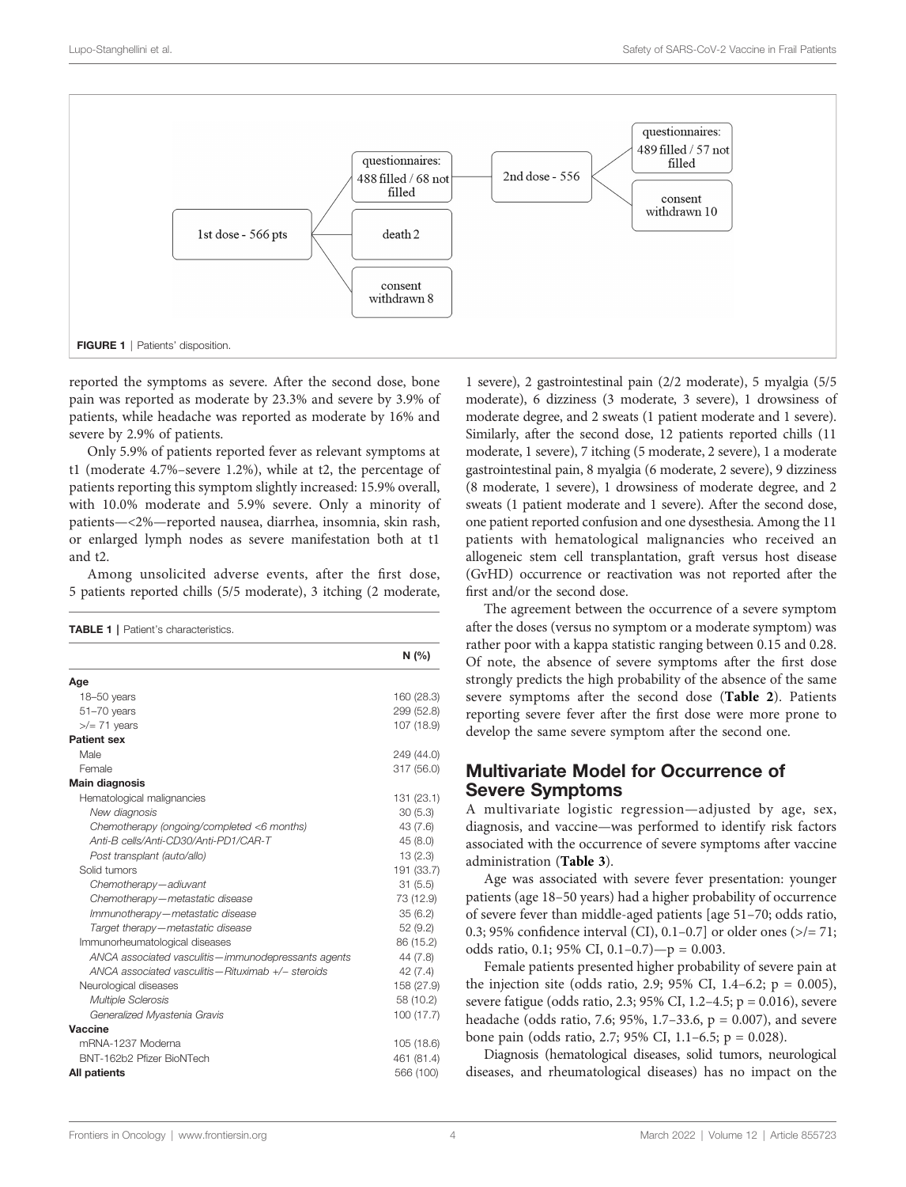FIGURE 1 | Patients' disposition.

reported the symptoms as severe. After the second dose, bone pain was reported as moderate by 23.3% and severe by 3.9% of patients, while headache was reported as moderate by 16% and severe by 2.9% of patients.

Only 5.9% of patients reported fever as relevant symptoms at t1 (moderate 4.7%–severe 1.2%), while at t2, the percentage of patients reporting this symptom slightly increased: 15.9% overall, with 10.0% moderate and 5.9% severe. Only a minority of patients—<2%—reported nausea, diarrhea, insomnia, skin rash, or enlarged lymph nodes as severe manifestation both at t1 and t2.

Among unsolicited adverse events, after the first dose, 5 patients reported chills (5/5 moderate), 3 itching (2 moderate, 1 severe), 2 gastrointestinal pain (2/2 moderate), 5 myalgia (5/5 moderate), 6 dizziness (3 moderate, 3 severe), 1 drowsiness of moderate degree, and 2 sweats (1 patient moderate and 1 severe). Similarly, after the second dose, 12 patients reported chills (11 moderate, 1 severe), 7 itching (5 moderate, 2 severe), 1 a moderate gastrointestinal pain, 8 myalgia (6 moderate, 2 severe), 9 dizziness (8 moderate, 1 severe), 1 drowsiness of moderate degree, and 2 sweats (1 patient moderate and 1 severe). After the second dose, one patient reported confusion and one dysesthesia. Among the 11 patients with hematological malignancies who received an allogeneic stem cell transplantation, graft versus host disease (GvHD) occurrence or reactivation was not reported after the first and/or the second dose.

**TABLE 1** | Patient's characteristics.

| | N (%) |
|---|---|
| **Age** | |
| 18–50 years | 160 (28.3) |
| 51–70 years | 299 (52.8) |
| >/= 71 years | 107 (18.9) |
| **Patient sex** | |
| Male | 249 (44.0) |
| Female | 317 (56.0) |
| **Main diagnosis** | |
| Hematological malignancies | 131 (23.1) |
| *New diagnosis* | 30 (5.3) |
| *Chemotherapy (ongoing/completed <6 months)* | 43 (7.6) |
| *Anti-B cells/Anti-CD30/Anti-PD1/CAR-T* | 45 (8.0) |
| *Post transplant (auto/allo)* | 13 (2.3) |
| Solid tumors | 191 (33.7) |
| *Chemotherapy—adiuvant* | 31 (5.5) |
| *Chemotherapy—metastatic disease* | 73 (12.9) |
| *Immunotherapy—metastatic disease* | 35 (6.2) |
| *Target therapy—metastatic disease* | 52 (9.2) |
| Immunorheumatological diseases | 86 (15.2) |
| *ANCA associated vasculitis—immunodepressants agents* | 44 (7.8) |
| *ANCA associated vasculitis—Rituximab +/− steroids* | 42 (7.4) |
| Neurological diseases | 158 (27.9) |
| *Multiple Sclerosis* | 58 (10.2) |
| *Generalized Myastenia Gravis* | 100 (17.7) |
| **Vaccine** | |
| mRNA-1237 Moderna | 105 (18.6) |
| BNT-162b2 Pfizer BioNTech | 461 (81.4) |
| **All patients** | 566 (100) |

The agreement between the occurrence of a severe symptom after the doses (versus no symptom or a moderate symptom) was rather poor with a kappa statistic ranging between 0.15 and 0.28. Of note, the absence of severe symptoms after the first dose strongly predicts the high probability of the absence of the same severe symptoms after the second dose (**Table 2**). Patients reporting severe fever after the first dose were more prone to develop the same severe symptom after the second one.

## Multivariate Model for Occurrence of Severe Symptoms

A multivariate logistic regression—adjusted by age, sex, diagnosis, and vaccine—was performed to identify risk factors associated with the occurrence of severe symptoms after vaccine administration (**Table 3**).

Age was associated with severe fever presentation: younger patients (age 18–50 years) had a higher probability of occurrence of severe fever than middle-aged patients [age 51–70; odds ratio, 0.3; 95% confidence interval (CI), 0.1–0.7] or older ones (>/= 71; odds ratio, 0.1; 95% CI, 0.1–0.7)—p = 0.003.

Female patients presented higher probability of severe pain at the injection site (odds ratio, 2.9; 95% CI, 1.4–6.2; p = 0.005), severe fatigue (odds ratio, 2.3; 95% CI, 1.2–4.5; p = 0.016), severe headache (odds ratio, 7.6; 95%, 1.7–33.6, p = 0.007), and severe bone pain (odds ratio, 2.7; 95% CI, 1.1–6.5; p = 0.028).

Diagnosis (hematological diseases, solid tumors, neurological diseases, and rheumatological diseases) has no impact on the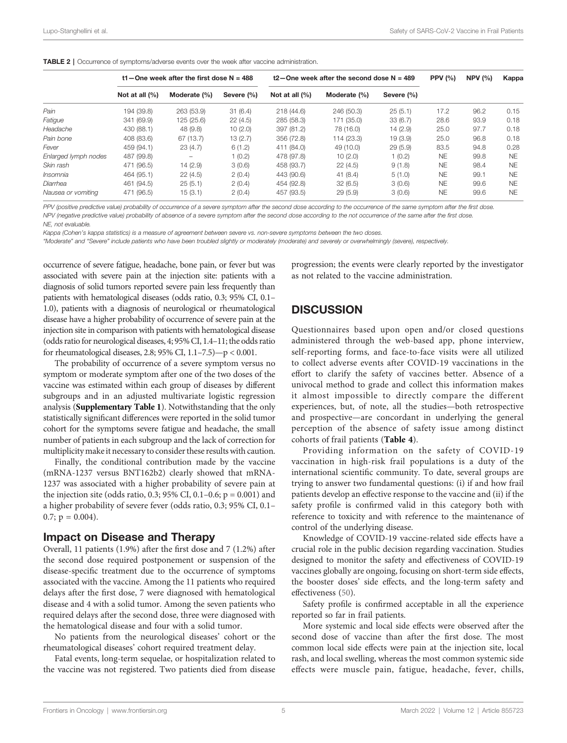**TABLE 2** | Occurrence of symptoms/adverse events over the week after vaccine administration.

| | t1—One week after the first dose N = 488 | | | t2—One week after the second dose N = 489 | | | PPV (%) | NPV (%) | Kappa |
|---|---|---|---|---|---|---|---|---|---|
| | Not at all (%) | Moderate (%) | Severe (%) | Not at all (%) | Moderate (%) | Severe (%) | | | |
| *Pain* | 194 (39.8) | 263 (53.9) | 31 (6.4) | 218 (44.6) | 246 (50.3) | 25 (5.1) | 17.2 | 96.2 | 0.15 |
| *Fatigue* | 341 (69.9) | 125 (25.6) | 22 (4.5) | 285 (58.3) | 171 (35.0) | 33 (6.7) | 28.6 | 93.9 | 0.18 |
| *Headache* | 430 (88.1) | 48 (9.8) | 10 (2.0) | 397 (81.2) | 78 (16.0) | 14 (2.9) | 25.0 | 97.7 | 0.18 |
| *Pain bone* | 408 (83.6) | 67 (13.7) | 13 (2.7) | 356 (72.8) | 114 (23.3) | 19 (3.9) | 25.0 | 96.8 | 0.18 |
| *Fever* | 459 (94.1) | 23 (4.7) | 6 (1.2) | 411 (84.0) | 49 (10.0) | 29 (5.9) | 83.5 | 94.8 | 0.28 |
| *Enlarged lymph nodes* | 487 (99.8) | – | 1 (0.2) | 478 (97.8) | 10 (2.0) | 1 (0.2) | NE | 99.8 | NE |
| *Skin rash* | 471 (96.5) | 14 (2.9) | 3 (0.6) | 458 (93.7) | 22 (4.5) | 9 (1.8) | NE | 98.4 | NE |
| *Insomnia* | 464 (95.1) | 22 (4.5) | 2 (0.4) | 443 (90.6) | 41 (8.4) | 5 (1.0) | NE | 99.1 | NE |
| *Diarrhea* | 461 (94.5) | 25 (5.1) | 2 (0.4) | 454 (92.8) | 32 (6.5) | 3 (0.6) | NE | 99.6 | NE |
| *Nausea or vomiting* | 471 (96.5) | 15 (3.1) | 2 (0.4) | 457 (93.5) | 29 (5.9) | 3 (0.6) | NE | 99.6 | NE |

*PPV (positive predictive value) probability of occurrence of a severe symptom after the second dose according to the occurrence of the same symptom after the first dose.*
*NPV (negative predictive value) probability of absence of a severe symptom after the second dose according to the not occurrence of the same after the first dose.*
*NE, not evaluable.*
*Kappa (Cohen's kappa statistics) is a measure of agreement between severe vs. non-severe symptoms between the two doses.*
*"Moderate" and "Severe" include patients who have been troubled slightly or moderately (moderate) and severely or overwhelmingly (severe), respectively.*

occurrence of severe fatigue, headache, bone pain, or fever but was associated with severe pain at the injection site: patients with a diagnosis of solid tumors reported severe pain less frequently than patients with hematological diseases (odds ratio, 0.3; 95% CI, 0.1–1.0), patients with a diagnosis of neurological or rheumatological disease have a higher probability of occurrence of severe pain at the injection site in comparison with patients with hematological disease (odds ratio for neurological diseases, 4; 95% CI, 1.4–11; the odds ratio for rheumatological diseases, 2.8; 95% CI, 1.1–7.5)—$p < 0.001$.

The probability of occurrence of a severe symptom versus no symptom or moderate symptom after one of the two doses of the vaccine was estimated within each group of diseases by different subgroups and in an adjusted multivariate logistic regression analysis (**Supplementary Table 1**). Notwithstanding that the only statistically significant differences were reported in the solid tumor cohort for the symptoms severe fatigue and headache, the small number of patients in each subgroup and the lack of correction for multiplicity make it necessary to consider these results with caution.

Finally, the conditional contribution made by the vaccine (mRNA-1237 versus BNT162b2) clearly showed that mRNA-1237 was associated with a higher probability of severe pain at the injection site (odds ratio, 0.3; 95% CI, 0.1–0.6; $p = 0.001$) and a higher probability of severe fever (odds ratio, 0.3; 95% CI, 0.1–0.7; $p = 0.004$).

## Impact on Disease and Therapy

Overall, 11 patients (1.9%) after the first dose and 7 (1.2%) after the second dose required postponement or suspension of the disease-specific treatment due to the occurrence of symptoms associated with the vaccine. Among the 11 patients who required delays after the first dose, 7 were diagnosed with hematological disease and 4 with a solid tumor. Among the seven patients who required delays after the second dose, three were diagnosed with the hematological disease and four with a solid tumor.

No patients from the neurological diseases' cohort or the rheumatological diseases' cohort required treatment delay.

Fatal events, long-term sequelae, or hospitalization related to the vaccine was not registered. Two patients died from disease progression; the events were clearly reported by the investigator as not related to the vaccine administration.

# DISCUSSION

Questionnaires based upon open and/or closed questions administered through the web-based app, phone interview, self-reporting forms, and face-to-face visits were all utilized to collect adverse events after COVID-19 vaccinations in the effort to clarify the safety of vaccines better. Absence of a univocal method to grade and collect this information makes it almost impossible to directly compare the different experiences, but, of note, all the studies—both retrospective and prospective—are concordant in underlying the general perception of the absence of safety issue among distinct cohorts of frail patients (**Table 4**).

Providing information on the safety of COVID-19 vaccination in high-risk frail populations is a duty of the international scientific community. To date, several groups are trying to answer two fundamental questions: (i) if and how frail patients develop an effective response to the vaccine and (ii) if the safety profile is confirmed valid in this category both with reference to toxicity and with reference to the maintenance of control of the underlying disease.

Knowledge of COVID-19 vaccine-related side effects have a crucial role in the public decision regarding vaccination. Studies designed to monitor the safety and effectiveness of COVID-19 vaccines globally are ongoing, focusing on short-term side effects, the booster doses' side effects, and the long-term safety and effectiveness (50).

Safety profile is confirmed acceptable in all the experience reported so far in frail patients.

More systemic and local side effects were observed after the second dose of vaccine than after the first dose. The most common local side effects were pain at the injection site, local rash, and local swelling, whereas the most common systemic side effects were muscle pain, fatigue, headache, fever, chills,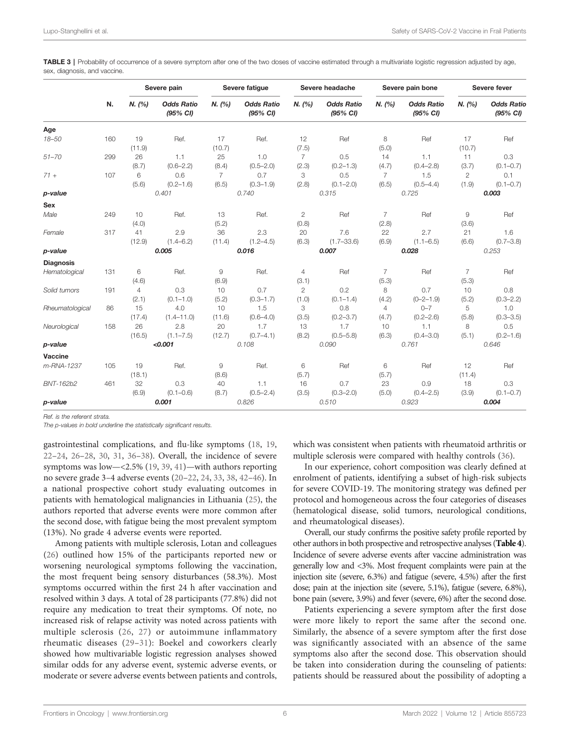**TABLE 3 |** Probability of occurrence of a severe symptom after one of the two doses of vaccine estimated through a multivariate logistic regression adjusted by age, sex, diagnosis, and vaccine.

| | N. | Severe pain | | Severe fatigue | | Severe headache | | Severe pain bone | | Severe fever | |
|---|---|---|---|---|---|---|---|---|---|---|---|
| | | *N. (%)* | *Odds Ratio (95% CI)* | *N. (%)* | *Odds Ratio (95% CI)* | *N. (%)* | *Odds Ratio (95% CI)* | *N. (%)* | *Odds Ratio (95% CI)* | *N. (%)* | *Odds Ratio (95% CI)* |
| **Age** | | | | | | | | | | | |
| *18–50* | 160 | 19 (11.9) | Ref. | 17 (10.7) | Ref. | 12 (7.5) | Ref | 8 (5.0) | Ref | 17 (10.7) | Ref |
| *51–70* | 299 | 26 (8.7) | 1.1 (0.6–2.2) | 25 (8.4) | 1.0 (0.5–2.0) | 7 (2.3) | 0.5 (0.2–1.3) | 14 (4.7) | 1.1 (0.4–2.8) | 11 (3.7) | 0.3 (0.1–0.7) |
| *71 +* | 107 | 6 (5.6) | 0.6 (0.2–1.6) | 7 (6.5) | 0.7 (0.3–1.9) | 3 (2.8) | 0.5 (0.1–2.0) | 7 (6.5) | 1.5 (0.5–4.4) | 2 (1.9) | 0.1 (0.1–0.7) |
| ***p-value*** | | | *0.401* | | *0.740* | | *0.315* | | *0.725* | | ***0.003*** |
| **Sex** | | | | | | | | | | | |
| *Male* | 249 | 10 (4.0) | Ref. | 13 (5.2) | Ref. | 2 (0.8) | Ref | 7 (2.8) | Ref | 9 (3.6) | Ref |
| *Female* | 317 | 41 (12.9) | 2.9 (1.4–6.2) | 36 (11.4) | 2.3 (1.2–4.5) | 20 (6.3) | 7.6 (1.7–33.6) | 22 (6.9) | 2.7 (1.1–6.5) | 21 (6.6) | 1.6 (0.7–3.8) |
| ***p-value*** | | | ***0.005*** | | ***0.016*** | | ***0.007*** | | ***0.028*** | | *0.253* |
| **Diagnosis** | | | | | | | | | | | |
| *Hematological* | 131 | 6 (4.6) | Ref. | 9 (6.9) | Ref. | 4 (3.1) | Ref | 7 (5.3) | Ref | 7 (5.3) | Ref |
| *Solid tumors* | 191 | 4 (2.1) | 0.3 (0.1–1.0) | 10 (5.2) | 0.7 (0.3–1.7) | 2 (1.0) | 0.2 (0.1–1.4) | 8 (4.2) | 0.7 (0–2–1.9) | 10 (5.2) | 0.8 (0.3–2.2) |
| *Rheumatological* | 86 | 15 (17.4) | 4.0 (1.4–11.0) | 10 (11.6) | 1.5 (0.6–4.0) | 3 (3.5) | 0.8 (0.2–3.7) | 4 (4.7) | 0–7 (0.2–2.6) | 5 (5.8) | 1.0 (0.3–3.5) |
| *Neurological* | 158 | 26 (16.5) | 2.8 (1.1–7.5) | 20 (12.7) | 1.7 (0.7–4.1) | 13 (8.2) | 1.7 (0.5–5.8) | 10 (6.3) | 1.1 (0.4–3.0) | 8 (5.1) | 0.5 (0.2–1.6) |
| ***p-value*** | | | ***<0.001*** | | *0.108* | | *0.090* | | *0.761* | | *0.646* |
| **Vaccine** | | | | | | | | | | | |
| *m-RNA-1237* | 105 | 19 (18.1) | Ref. | 9 (8.6) | Ref. | 6 (5.7) | Ref | 6 (5.7) | Ref | 12 (11.4) | Ref |
| *BNT-162b2* | 461 | 32 (6.9) | 0.3 (0.1–0.6) | 40 (8.7) | 1.1 (0.5–2.4) | 16 (3.5) | 0.7 (0.3–2.0) | 23 (5.0) | 0.9 (0.4–2.5) | 18 (3.9) | 0.3 (0.1–0.7) |
| ***p-value*** | | | ***0.001*** | | *0.826* | | *0.510* | | *0.923* | | ***0.004*** |

*Ref. is the referent strata.*
*The p-values in bold underline the statistically significant results.*

gastrointestinal complications, and flu-like symptoms (18, 19, 22–24, 26–28, 30, 31, 36–38). Overall, the incidence of severe symptoms was low—<2.5% (19, 39, 41)—with authors reporting no severe grade 3–4 adverse events (20–22, 24, 33, 38, 42–46). In a national prospective cohort study evaluating outcomes in patients with hematological malignancies in Lithuania (25), the authors reported that adverse events were more common after the second dose, with fatigue being the most prevalent symptom (13%). No grade 4 adverse events were reported.

Among patients with multiple sclerosis, Lotan and colleagues (26) outlined how 15% of the participants reported new or worsening neurological symptoms following the vaccination, the most frequent being sensory disturbances (58.3%). Most symptoms occurred within the first 24 h after vaccination and resolved within 3 days. A total of 28 participants (77.8%) did not require any medication to treat their symptoms. Of note, no increased risk of relapse activity was noted across patients with multiple sclerosis (26, 27) or autoimmune inflammatory rheumatic diseases (29–31): Boekel and coworkers clearly showed how multivariable logistic regression analyses showed similar odds for any adverse event, systemic adverse events, or moderate or severe adverse events between patients and controls, which was consistent when patients with rheumatoid arthritis or multiple sclerosis were compared with healthy controls (36).

In our experience, cohort composition was clearly defined at enrolment of patients, identifying a subset of high-risk subjects for severe COVID-19. The monitoring strategy was defined per protocol and homogeneous across the four categories of diseases (hematological disease, solid tumors, neurological conditions, and rheumatological diseases).

Overall, our study confirms the positive safety profile reported by other authors in both prospective and retrospective analyses (**Table 4**). Incidence of severe adverse events after vaccine administration was generally low and <3%. Most frequent complaints were pain at the injection site (severe, 6.3%) and fatigue (severe, 4.5%) after the first dose; pain at the injection site (severe, 5.1%), fatigue (severe, 6.8%), bone pain (severe, 3.9%) and fever (severe, 6%) after the second dose.

Patients experiencing a severe symptom after the first dose were more likely to report the same after the second one. Similarly, the absence of a severe symptom after the first dose was significantly associated with an absence of the same symptoms also after the second dose. This observation should be taken into consideration during the counseling of patients: patients should be reassured about the possibility of adopting a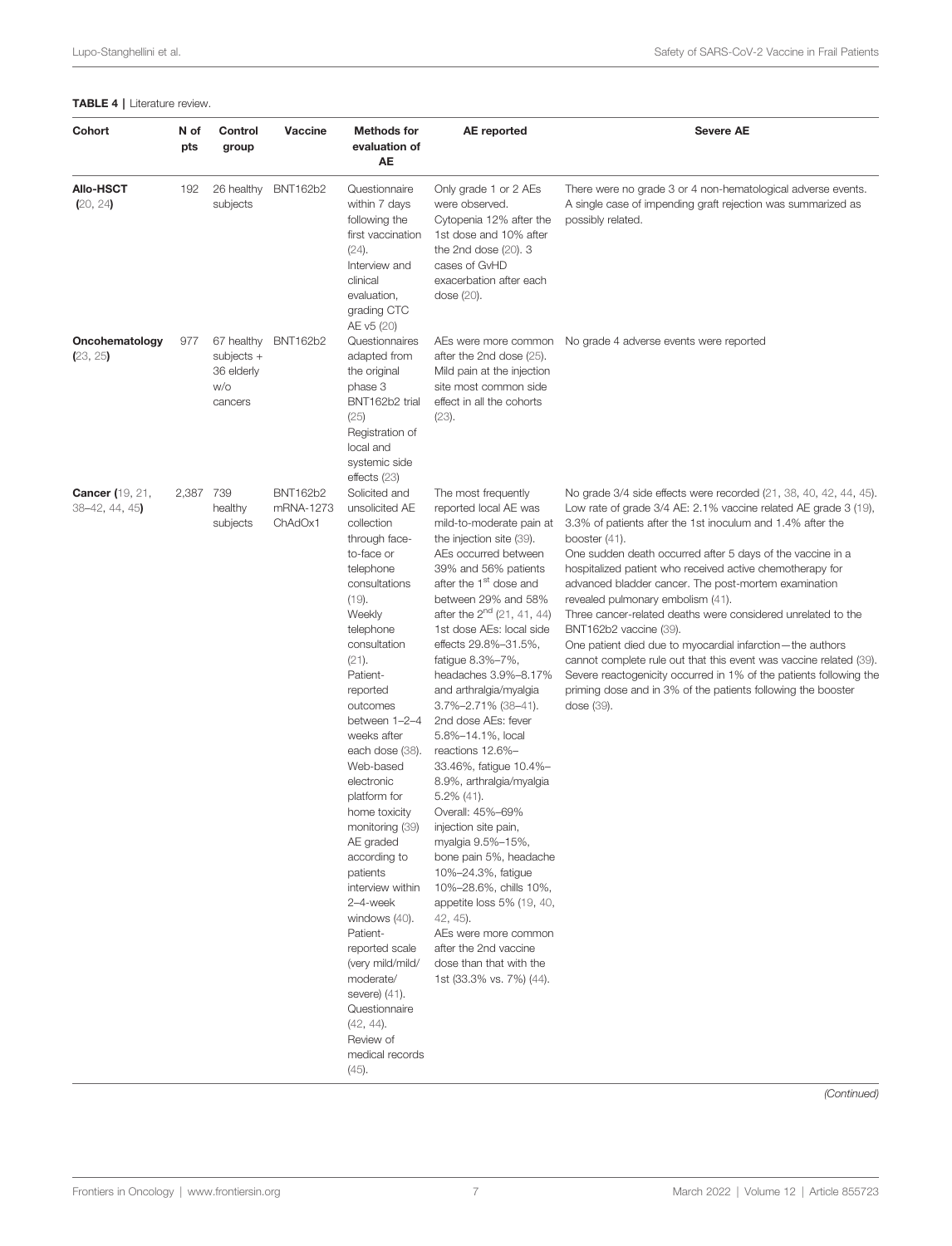**TABLE 4** | Literature review.

| Cohort | N of pts | Control group | Vaccine | Methods for evaluation of AE | AE reported | Severe AE |
|---|---|---|---|---|---|---|
| **Allo-HSCT (20, 24)** | 192 | 26 healthy subjects | BNT162b2 | Questionnaire within 7 days following the first vaccination (24). Interview and clinical evaluation, grading CTC AE v5 (20) | Only grade 1 or 2 AEs were observed. Cytopenia 12% after the 1st dose and 10% after the 2nd dose (20). 3 cases of GvHD exacerbation after each dose (20). | There were no grade 3 or 4 non-hematological adverse events. A single case of impending graft rejection was summarized as possibly related. |
| **Oncohematology (23, 25)** | 977 | 67 healthy subjects + 36 elderly w/o cancers | BNT162b2 | Questionnaires adapted from the original phase 3 BNT162b2 trial (25) Registration of local and systemic side effects (23) | AEs were more common after the 2nd dose (25). Mild pain at the injection site most common side effect in all the cohorts (23). | No grade 4 adverse events were reported |
| **Cancer (19, 21, 38–42, 44, 45)** | 2,387 | 739 healthy subjects | BNT162b2 mRNA-1273 ChAdOx1 | Solicited and unsolicited AE collection through face-to-face or telephone consultations (19). Weekly telephone consultation (21). Patient-reported outcomes between 1–2–4 weeks after each dose (38). Web-based electronic platform for home toxicity monitoring (39) AE graded according to patients interview within 2–4-week windows (40). Patient-reported scale (very mild/mild/moderate/severe) (41). Questionnaire (42, 44). Review of medical records (45). | The most frequently reported local AE was mild-to-moderate pain at the injection site (39). AEs occurred between 39% and 56% patients after the 1st dose and between 29% and 58% after the 2nd (21, 41, 44) 1st dose AEs: local side effects 29.8%–31.5%, fatigue 8.3%–7%, headaches 3.9%–8.17% and arthralgia/myalgia 3.7%–2.71% (38–41). 2nd dose AEs: fever 5.8%–14.1%, local reactions 12.6%–33.46%, fatigue 10.4%–8.9%, arthralgia/myalgia 5.2% (41). Overall: 45%–69% injection site pain, myalgia 9.5%–15%, bone pain 5%, headache 10%–24.3%, fatigue 10%–28.6%, chills 10%, appetite loss 5% (19, 40, 42, 45). AEs were more common after the 2nd vaccine dose than that with the 1st (33.3% vs. 7%) (44). | No grade 3/4 side effects were recorded (21, 38, 40, 42, 44, 45). Low rate of grade 3/4 AE: 2.1% vaccine related AE grade 3 (19), 3.3% of patients after the 1st inoculum and 1.4% after the booster (41). One sudden death occurred after 5 days of the vaccine in a hospitalized patient who received active chemotherapy for advanced bladder cancer. The post-mortem examination revealed pulmonary embolism (41). Three cancer-related deaths were considered unrelated to the BNT162b2 vaccine (39). One patient died due to myocardial infarction—the authors cannot complete rule out that this event was vaccine related (39). Severe reactogenicity occurred in 1% of the patients following the priming dose and in 3% of the patients following the booster dose (39). |

*(Continued)*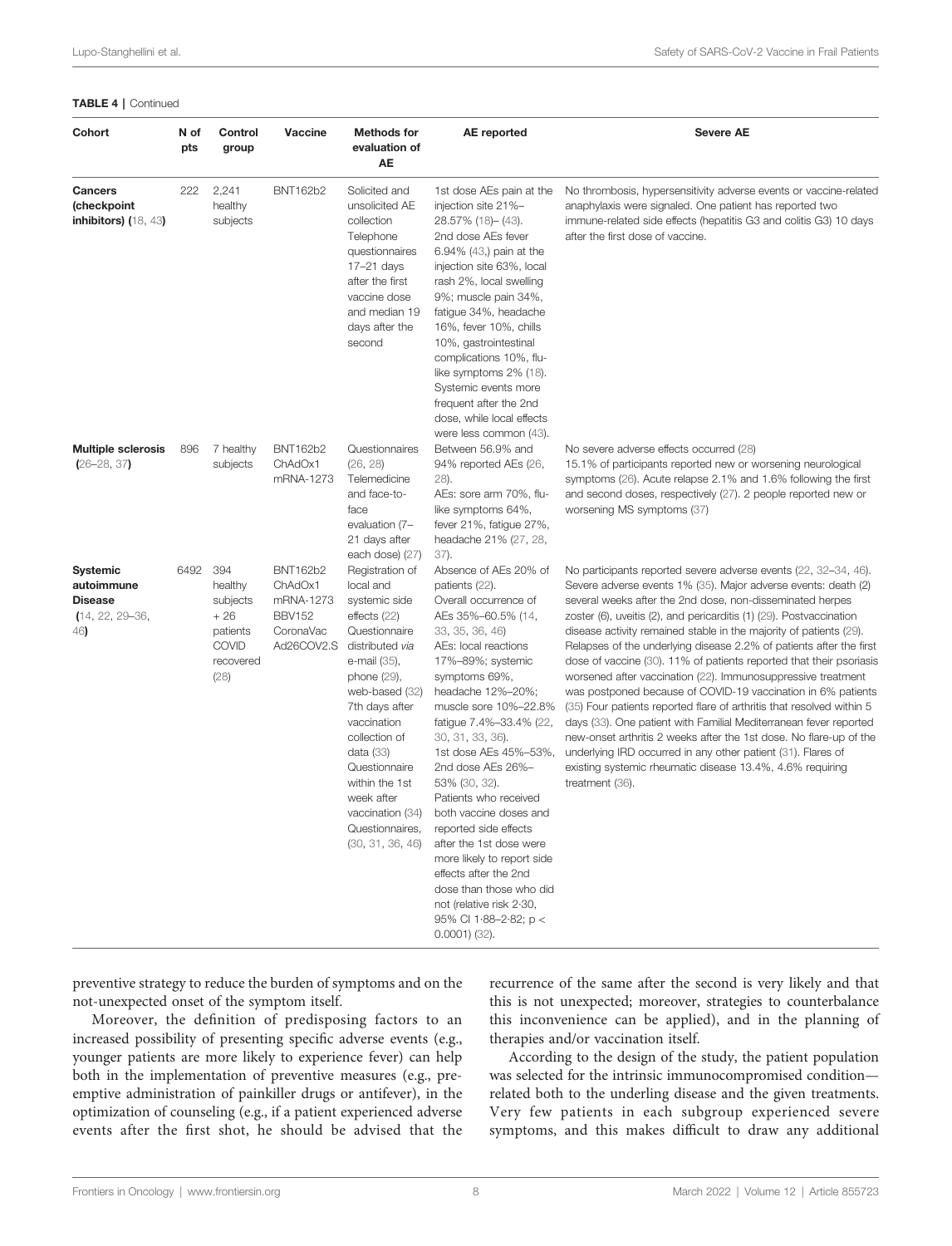**TABLE 4** | Continued

| Cohort | N of pts | Control group | Vaccine | Methods for evaluation of AE | AE reported | Severe AE |
|---|---|---|---|---|---|---|
| **Cancers (checkpoint inhibitors)** (18, 43) | 222 | 2,241 healthy subjects | BNT162b2 | Solicited and unsolicited AE collection Telephone questionnaires 17–21 days after the first vaccine dose and median 19 days after the second | 1st dose AEs pain at the injection site 21%–28.57% (18)– (43). 2nd dose AEs fever 6.94% (43,) pain at the injection site 63%, local rash 2%, local swelling 9%; muscle pain 34%, fatigue 34%, headache 16%, fever 10%, chills 10%, gastrointestinal complications 10%, flu-like symptoms 2% (18). Systemic events more frequent after the 2nd dose, while local effects were less common (43). | No thrombosis, hypersensitivity adverse events or vaccine-related anaphylaxis were signaled. One patient has reported two immune-related side effects (hepatitis G3 and colitis G3) 10 days after the first dose of vaccine. |
| **Multiple sclerosis** (26–28, 37) | 896 | 7 healthy subjects | BNT162b2 ChAdOx1 mRNA-1273 | Questionnaires (26, 28) Telemedicine and face-to-face evaluation (7–21 days after each dose) (27) | Between 56.9% and 94% reported AEs (26, 28). AEs: sore arm 70%, flu-like symptoms 64%, fever 21%, fatigue 27%, headache 21% (27, 28, 37). | No severe adverse effects occurred (28) 15.1% of participants reported new or worsening neurological symptoms (26). Acute relapse 2.1% and 1.6% following the first and second doses, respectively (27). 2 people reported new or worsening MS symptoms (37) |
| **Systemic autoimmune Disease** (14, 22, 29–36, 46) | 6492 | 394 healthy subjects + 26 patients COVID recovered (28) | BNT162b2 mRNA-1273 BBV152 CoronaVac Ad26COV2.S | Registration of local and systemic side effects (22) Questionnaire distributed *via* e-mail (35), phone (29), web-based (32) 7th days after vaccination collection of data (33) Questionnaire within the 1st week after vaccination (34) Questionnaires, (30, 31, 36, 46) | Absence of AEs 20% of patients (22). Overall occurrence of AEs 35%–60.5% (14, 33, 35, 36, 46) AEs: local reactions 17%–89%; systemic symptoms 69%, headache 12%–20%; muscle sore 10%–22.8% fatigue 7.4%–33.4% (22, 30, 31, 33, 36). 1st dose AEs 45%–53%, 2nd dose AEs 26%–53% (30, 32). Patients who received both vaccine doses and reported side effects after the 1st dose were more likely to report side effects after the 2nd dose than those who did not (relative risk 2·30, 95% CI 1·88–2·82; p < 0.0001) (32). | No participants reported severe adverse events (22, 32–34, 46). Severe adverse events 1% (35). Major adverse events: death (2) several weeks after the 2nd dose, non-disseminated herpes zoster (6), uveitis (2), and pericarditis (1) (29). Postvaccination disease activity remained stable in the majority of patients (29). Relapses of the underlying disease 2.2% of patients after the first dose of vaccine (30). 11% of patients reported that their psoriasis worsened after vaccination (22). Immunosuppressive treatment was postponed because of COVID-19 vaccination in 6% patients (35) Four patients reported flare of arthritis that resolved within 5 days (33). One patient with Familial Mediterranean fever reported new-onset arthritis 2 weeks after the 1st dose. No flare-up of the underlying IRD occurred in any other patient (31). Flares of existing systemic rheumatic disease 13.4%, 4.6% requiring treatment (36). |

preventive strategy to reduce the burden of symptoms and on the not-unexpected onset of the symptom itself.

Moreover, the definition of predisposing factors to an increased possibility of presenting specific adverse events (e.g., younger patients are more likely to experience fever) can help both in the implementation of preventive measures (e.g., pre-emptive administration of painkiller drugs or antifever), in the optimization of counseling (e.g., if a patient experienced adverse events after the first shot, he should be advised that the recurrence of the same after the second is very likely and that this is not unexpected; moreover, strategies to counterbalance this inconvenience can be applied), and in the planning of therapies and/or vaccination itself.

According to the design of the study, the patient population was selected for the intrinsic immunocompromised condition—related both to the underling disease and the given treatments. Very few patients in each subgroup experienced severe symptoms, and this makes difficult to draw any additional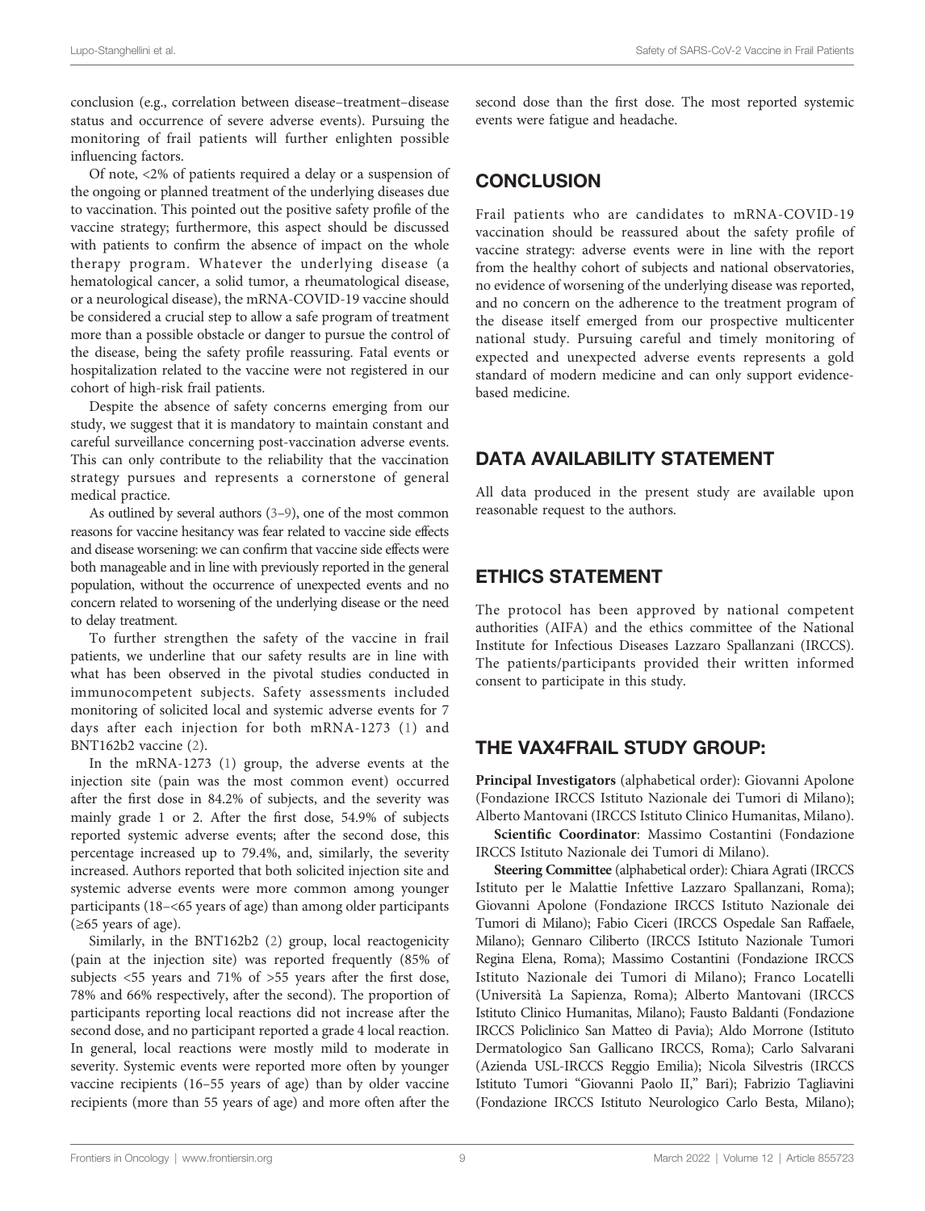conclusion (e.g., correlation between disease–treatment–disease status and occurrence of severe adverse events). Pursuing the monitoring of frail patients will further enlighten possible influencing factors.

Of note, <2% of patients required a delay or a suspension of the ongoing or planned treatment of the underlying diseases due to vaccination. This pointed out the positive safety profile of the vaccine strategy; furthermore, this aspect should be discussed with patients to confirm the absence of impact on the whole therapy program. Whatever the underlying disease (a hematological cancer, a solid tumor, a rheumatological disease, or a neurological disease), the mRNA-COVID-19 vaccine should be considered a crucial step to allow a safe program of treatment more than a possible obstacle or danger to pursue the control of the disease, being the safety profile reassuring. Fatal events or hospitalization related to the vaccine were not registered in our cohort of high-risk frail patients.

Despite the absence of safety concerns emerging from our study, we suggest that it is mandatory to maintain constant and careful surveillance concerning post-vaccination adverse events. This can only contribute to the reliability that the vaccination strategy pursues and represents a cornerstone of general medical practice.

As outlined by several authors (3–9), one of the most common reasons for vaccine hesitancy was fear related to vaccine side effects and disease worsening: we can confirm that vaccine side effects were both manageable and in line with previously reported in the general population, without the occurrence of unexpected events and no concern related to worsening of the underlying disease or the need to delay treatment.

To further strengthen the safety of the vaccine in frail patients, we underline that our safety results are in line with what has been observed in the pivotal studies conducted in immunocompetent subjects. Safety assessments included monitoring of solicited local and systemic adverse events for 7 days after each injection for both mRNA-1273 (1) and BNT162b2 vaccine (2).

In the mRNA-1273 (1) group, the adverse events at the injection site (pain was the most common event) occurred after the first dose in 84.2% of subjects, and the severity was mainly grade 1 or 2. After the first dose, 54.9% of subjects reported systemic adverse events; after the second dose, this percentage increased up to 79.4%, and, similarly, the severity increased. Authors reported that both solicited injection site and systemic adverse events were more common among younger participants (18–<65 years of age) than among older participants (≥65 years of age).

Similarly, in the BNT162b2 (2) group, local reactogenicity (pain at the injection site) was reported frequently (85% of subjects <55 years and 71% of >55 years after the first dose, 78% and 66% respectively, after the second). The proportion of participants reporting local reactions did not increase after the second dose, and no participant reported a grade 4 local reaction. In general, local reactions were mostly mild to moderate in severity. Systemic events were reported more often by younger vaccine recipients (16–55 years of age) than by older vaccine recipients (more than 55 years of age) and more often after the second dose than the first dose. The most reported systemic events were fatigue and headache.

## CONCLUSION

Frail patients who are candidates to mRNA-COVID-19 vaccination should be reassured about the safety profile of vaccine strategy: adverse events were in line with the report from the healthy cohort of subjects and national observatories, no evidence of worsening of the underlying disease was reported, and no concern on the adherence to the treatment program of the disease itself emerged from our prospective multicenter national study. Pursuing careful and timely monitoring of expected and unexpected adverse events represents a gold standard of modern medicine and can only support evidence-based medicine.

## DATA AVAILABILITY STATEMENT

All data produced in the present study are available upon reasonable request to the authors.

## ETHICS STATEMENT

The protocol has been approved by national competent authorities (AIFA) and the ethics committee of the National Institute for Infectious Diseases Lazzaro Spallanzani (IRCCS). The patients/participants provided their written informed consent to participate in this study.

## THE VAX4FRAIL STUDY GROUP:

**Principal Investigators** (alphabetical order): Giovanni Apolone (Fondazione IRCCS Istituto Nazionale dei Tumori di Milano); Alberto Mantovani (IRCCS Istituto Clinico Humanitas, Milano).

**Scientific Coordinator**: Massimo Costantini (Fondazione IRCCS Istituto Nazionale dei Tumori di Milano).

**Steering Committee** (alphabetical order): Chiara Agrati (IRCCS Istituto per le Malattie Infettive Lazzaro Spallanzani, Roma); Giovanni Apolone (Fondazione IRCCS Istituto Nazionale dei Tumori di Milano); Fabio Ciceri (IRCCS Ospedale San Raffaele, Milano); Gennaro Ciliberto (IRCCS Istituto Nazionale Tumori Regina Elena, Roma); Massimo Costantini (Fondazione IRCCS Istituto Nazionale dei Tumori di Milano); Franco Locatelli (Università La Sapienza, Roma); Alberto Mantovani (IRCCS Istituto Clinico Humanitas, Milano); Fausto Baldanti (Fondazione IRCCS Policlinico San Matteo di Pavia); Aldo Morrone (Istituto Dermatologico San Gallicano IRCCS, Roma); Carlo Salvarani (Azienda USL-IRCCS Reggio Emilia); Nicola Silvestris (IRCCS Istituto Tumori "Giovanni Paolo II," Bari); Fabrizio Tagliavini (Fondazione IRCCS Istituto Neurologico Carlo Besta, Milano);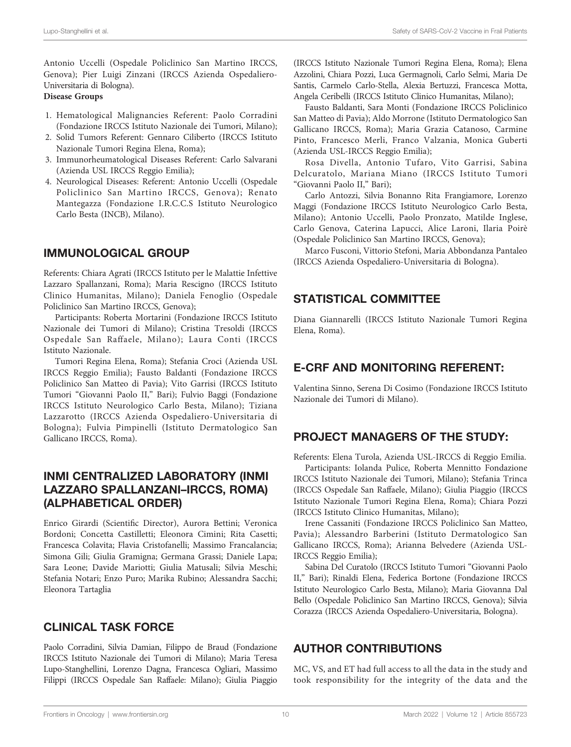Antonio Uccelli (Ospedale Policlinico San Martino IRCCS, Genova); Pier Luigi Zinzani (IRCCS Azienda Ospedaliero-Universitaria di Bologna).

**Disease Groups**

1. Hematological Malignancies Referent: Paolo Corradini (Fondazione IRCCS Istituto Nazionale dei Tumori, Milano);
2. Solid Tumors Referent: Gennaro Ciliberto (IRCCS Istituto Nazionale Tumori Regina Elena, Roma);
3. Immunorheumatological Diseases Referent: Carlo Salvarani (Azienda USL IRCCS Reggio Emilia);
4. Neurological Diseases: Referent: Antonio Uccelli (Ospedale Policlinico San Martino IRCCS, Genova); Renato Mantegazza (Fondazione I.R.C.C.S Istituto Neurologico Carlo Besta (INCB), Milano).

## IMMUNOLOGICAL GROUP

Referents: Chiara Agrati (IRCCS Istituto per le Malattie Infettive Lazzaro Spallanzani, Roma); Maria Rescigno (IRCCS Istituto Clinico Humanitas, Milano); Daniela Fenoglio (Ospedale Policlinico San Martino IRCCS, Genova);

Participants: Roberta Mortarini (Fondazione IRCCS Istituto Nazionale dei Tumori di Milano); Cristina Tresoldi (IRCCS Ospedale San Raffaele, Milano); Laura Conti (IRCCS Istituto Nazionale.

Tumori Regina Elena, Roma); Stefania Croci (Azienda USL IRCCS Reggio Emilia); Fausto Baldanti (Fondazione IRCCS Policlinico San Matteo di Pavia); Vito Garrisi (IRCCS Istituto Tumori "Giovanni Paolo II," Bari); Fulvio Baggi (Fondazione IRCCS Istituto Neurologico Carlo Besta, Milano); Tiziana Lazzarotto (IRCCS Azienda Ospedaliero-Universitaria di Bologna); Fulvia Pimpinelli (Istituto Dermatologico San Gallicano IRCCS, Roma).

## INMI CENTRALIZED LABORATORY (INMI LAZZARO SPALLANZANI–IRCCS, ROMA) (ALPHABETICAL ORDER)

Enrico Girardi (Scientific Director), Aurora Bettini; Veronica Bordoni; Concetta Castilletti; Eleonora Cimini; Rita Casetti; Francesca Colavita; Flavia Cristofanelli; Massimo Francalancia; Simona Gili; Giulia Gramigna; Germana Grassi; Daniele Lapa; Sara Leone; Davide Mariotti; Giulia Matusali; Silvia Meschi; Stefania Notari; Enzo Puro; Marika Rubino; Alessandra Sacchi; Eleonora Tartaglia

## CLINICAL TASK FORCE

Paolo Corradini, Silvia Damian, Filippo de Braud (Fondazione IRCCS Istituto Nazionale dei Tumori di Milano); Maria Teresa Lupo-Stanghellini, Lorenzo Dagna, Francesca Ogliari, Massimo Filippi (IRCCS Ospedale San Raffaele: Milano); Giulia Piaggio (IRCCS Istituto Nazionale Tumori Regina Elena, Roma); Elena Azzolini, Chiara Pozzi, Luca Germagnoli, Carlo Selmi, Maria De Santis, Carmelo Carlo-Stella, Alexia Bertuzzi, Francesca Motta, Angela Ceribelli (IRCCS Istituto Clinico Humanitas, Milano);

Fausto Baldanti, Sara Monti (Fondazione IRCCS Policlinico San Matteo di Pavia); Aldo Morrone (Istituto Dermatologico San Gallicano IRCCS, Roma); Maria Grazia Catanoso, Carmine Pinto, Francesco Merli, Franco Valzania, Monica Guberti (Azienda USL-IRCCS Reggio Emilia);

Rosa Divella, Antonio Tufaro, Vito Garrisi, Sabina Delcuratolo, Mariana Miano (IRCCS Istituto Tumori "Giovanni Paolo II," Bari);

Carlo Antozzi, Silvia Bonanno Rita Frangiamore, Lorenzo Maggi (Fondazione IRCCS Istituto Neurologico Carlo Besta, Milano); Antonio Uccelli, Paolo Pronzato, Matilde Inglese, Carlo Genova, Caterina Lapucci, Alice Laroni, Ilaria Poirè (Ospedale Policlinico San Martino IRCCS, Genova);

Marco Fusconi, Vittorio Stefoni, Maria Abbondanza Pantaleo (IRCCS Azienda Ospedaliero-Universitaria di Bologna).

## STATISTICAL COMMITTEE

Diana Giannarelli (IRCCS Istituto Nazionale Tumori Regina Elena, Roma).

## E-CRF AND MONITORING REFERENT:

Valentina Sinno, Serena Di Cosimo (Fondazione IRCCS Istituto Nazionale dei Tumori di Milano).

## PROJECT MANAGERS OF THE STUDY:

Referents: Elena Turola, Azienda USL-IRCCS di Reggio Emilia.

Participants: Iolanda Pulice, Roberta Mennitto Fondazione IRCCS Istituto Nazionale dei Tumori, Milano); Stefania Trinca (IRCCS Ospedale San Raffaele, Milano); Giulia Piaggio (IRCCS Istituto Nazionale Tumori Regina Elena, Roma); Chiara Pozzi (IRCCS Istituto Clinico Humanitas, Milano);

Irene Cassaniti (Fondazione IRCCS Policlinico San Matteo, Pavia); Alessandro Barberini (Istituto Dermatologico San Gallicano IRCCS, Roma); Arianna Belvedere (Azienda USL-IRCCS Reggio Emilia);

Sabina Del Curatolo (IRCCS Istituto Tumori "Giovanni Paolo II," Bari); Rinaldi Elena, Federica Bortone (Fondazione IRCCS Istituto Neurologico Carlo Besta, Milano); Maria Giovanna Dal Bello (Ospedale Policlinico San Martino IRCCS, Genova); Silvia Corazza (IRCCS Azienda Ospedaliero-Universitaria, Bologna).

## AUTHOR CONTRIBUTIONS

MC, VS, and ET had full access to all the data in the study and took responsibility for the integrity of the data and the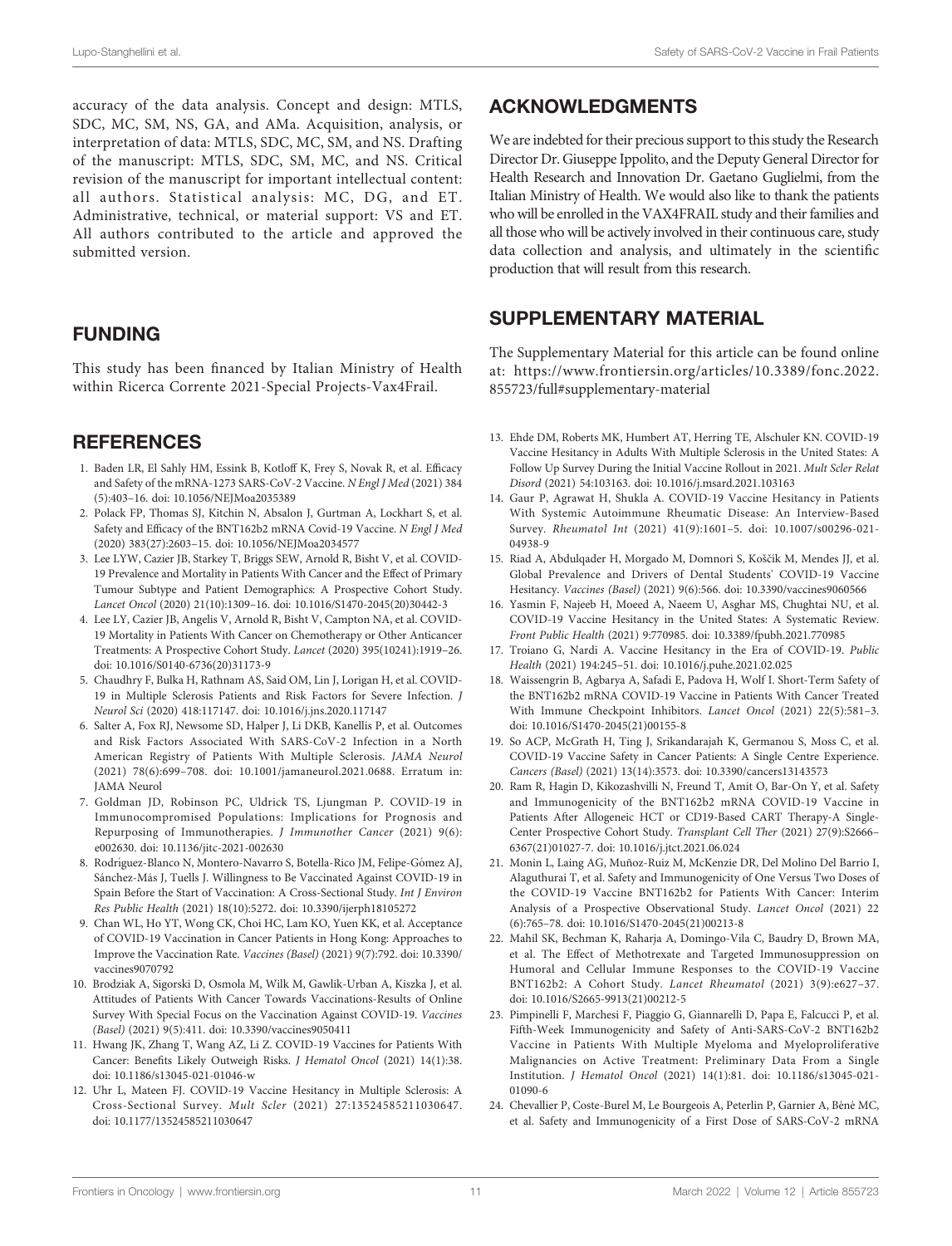accuracy of the data analysis. Concept and design: MTLS, SDC, MC, SM, NS, GA, and AMa. Acquisition, analysis, or interpretation of data: MTLS, SDC, MC, SM, and NS. Drafting of the manuscript: MTLS, SDC, SM, MC, and NS. Critical revision of the manuscript for important intellectual content: all authors. Statistical analysis: MC, DG, and ET. Administrative, technical, or material support: VS and ET. All authors contributed to the article and approved the submitted version.

## FUNDING

This study has been financed by Italian Ministry of Health within Ricerca Corrente 2021-Special Projects-Vax4Frail.

## ACKNOWLEDGMENTS

We are indebted for their precious support to this study the Research Director Dr. Giuseppe Ippolito, and the Deputy General Director for Health Research and Innovation Dr. Gaetano Guglielmi, from the Italian Ministry of Health. We would also like to thank the patients who will be enrolled in the VAX4FRAIL study and their families and all those who will be actively involved in their continuous care, study data collection and analysis, and ultimately in the scientific production that will result from this research.

## SUPPLEMENTARY MATERIAL

The Supplementary Material for this article can be found online at: https://www.frontiersin.org/articles/10.3389/fonc.2022.855723/full#supplementary-material

## REFERENCES

1. Baden LR, El Sahly HM, Essink B, Kotloff K, Frey S, Novak R, et al. Efficacy and Safety of the mRNA-1273 SARS-CoV-2 Vaccine. *N Engl J Med* (2021) 384(5):403–16. doi: 10.1056/NEJMoa2035389
2. Polack FP, Thomas SJ, Kitchin N, Absalon J, Gurtman A, Lockhart S, et al. Safety and Efficacy of the BNT162b2 mRNA Covid-19 Vaccine. *N Engl J Med* (2020) 383(27):2603–15. doi: 10.1056/NEJMoa2034577
3. Lee LYW, Cazier JB, Starkey T, Briggs SEW, Arnold R, Bisht V, et al. COVID-19 Prevalence and Mortality in Patients With Cancer and the Effect of Primary Tumour Subtype and Patient Demographics: A Prospective Cohort Study. *Lancet Oncol* (2020) 21(10):1309–16. doi: 10.1016/S1470-2045(20)30442-3
4. Lee LY, Cazier JB, Angelis V, Arnold R, Bisht V, Campton NA, et al. COVID-19 Mortality in Patients With Cancer on Chemotherapy or Other Anticancer Treatments: A Prospective Cohort Study. *Lancet* (2020) 395(10241):1919–26. doi: 10.1016/S0140-6736(20)31173-9
5. Chaudhry F, Bulka H, Rathnam AS, Said OM, Lin J, Lorigan H, et al. COVID-19 in Multiple Sclerosis Patients and Risk Factors for Severe Infection. *J Neurol Sci* (2020) 418:117147. doi: 10.1016/j.jns.2020.117147
6. Salter A, Fox RJ, Newsome SD, Halper J, Li DKB, Kanellis P, et al. Outcomes and Risk Factors Associated With SARS-CoV-2 Infection in a North American Registry of Patients With Multiple Sclerosis. *JAMA Neurol* (2021) 78(6):699–708. doi: 10.1001/jamaneurol.2021.0688. Erratum in: JAMA Neurol
7. Goldman JD, Robinson PC, Uldrick TS, Ljungman P. COVID-19 in Immunocompromised Populations: Implications for Prognosis and Repurposing of Immunotherapies. *J Immunother Cancer* (2021) 9(6): e002630. doi: 10.1136/jitc-2021-002630
8. Rodríguez-Blanco N, Montero-Navarro S, Botella-Rico JM, Felipe-Gómez AJ, Sánchez-Más J, Tuells J. Willingness to Be Vaccinated Against COVID-19 in Spain Before the Start of Vaccination: A Cross-Sectional Study. *Int J Environ Res Public Health* (2021) 18(10):5272. doi: 10.3390/ijerph18105272
9. Chan WL, Ho YT, Wong CK, Choi HC, Lam KO, Yuen KK, et al. Acceptance of COVID-19 Vaccination in Cancer Patients in Hong Kong: Approaches to Improve the Vaccination Rate. *Vaccines (Basel)* (2021) 9(7):792. doi: 10.3390/vaccines9070792
10. Brodziak A, Sigorski D, Osmola M, Wilk M, Gawlik-Urban A, Kiszka J, et al. Attitudes of Patients With Cancer Towards Vaccinations-Results of Online Survey With Special Focus on the Vaccination Against COVID-19. *Vaccines (Basel)* (2021) 9(5):411. doi: 10.3390/vaccines9050411
11. Hwang JK, Zhang T, Wang AZ, Li Z. COVID-19 Vaccines for Patients With Cancer: Benefits Likely Outweigh Risks. *J Hematol Oncol* (2021) 14(1):38. doi: 10.1186/s13045-021-01046-w
12. Uhr L, Mateen FJ. COVID-19 Vaccine Hesitancy in Multiple Sclerosis: A Cross-Sectional Survey. *Mult Scler* (2021) 27:13524585211030647. doi: 10.1177/13524585211030647
13. Ehde DM, Roberts MK, Humbert AT, Herring TE, Alschuler KN. COVID-19 Vaccine Hesitancy in Adults With Multiple Sclerosis in the United States: A Follow Up Survey During the Initial Vaccine Rollout in 2021. *Mult Scler Relat Disord* (2021) 54:103163. doi: 10.1016/j.msard.2021.103163
14. Gaur P, Agrawat H, Shukla A. COVID-19 Vaccine Hesitancy in Patients With Systemic Autoimmune Rheumatic Disease: An Interview-Based Survey. *Rheumatol Int* (2021) 41(9):1601–5. doi: 10.1007/s00296-021-04938-9
15. Riad A, Abdulqader H, Morgado M, Domnori S, Koščík M, Mendes JJ, et al. Global Prevalence and Drivers of Dental Students' COVID-19 Vaccine Hesitancy. *Vaccines (Basel)* (2021) 9(6):566. doi: 10.3390/vaccines9060566
16. Yasmin F, Najeeb H, Moeed A, Naeem U, Asghar MS, Chughtai NU, et al. COVID-19 Vaccine Hesitancy in the United States: A Systematic Review. *Front Public Health* (2021) 9:770985. doi: 10.3389/fpubh.2021.770985
17. Troiano G, Nardi A. Vaccine Hesitancy in the Era of COVID-19. *Public Health* (2021) 194:245–51. doi: 10.1016/j.puhe.2021.02.025
18. Waissengrin B, Agbarya A, Safadi E, Padova H, Wolf I. Short-Term Safety of the BNT162b2 mRNA COVID-19 Vaccine in Patients With Cancer Treated With Immune Checkpoint Inhibitors. *Lancet Oncol* (2021) 22(5):581–3. doi: 10.1016/S1470-2045(21)00155-8
19. So ACP, McGrath H, Ting J, Srikandarajah K, Germanou S, Moss C, et al. COVID-19 Vaccine Safety in Cancer Patients: A Single Centre Experience. *Cancers (Basel)* (2021) 13(14):3573. doi: 10.3390/cancers13143573
20. Ram R, Hagin D, Kikozashvilli N, Freund T, Amit O, Bar-On Y, et al. Safety and Immunogenicity of the BNT162b2 mRNA COVID-19 Vaccine in Patients After Allogeneic HCT or CD19-Based CART Therapy-A Single-Center Prospective Cohort Study. *Transplant Cell Ther* (2021) 27(9):S2666–6367(21)01027-7. doi: 10.1016/j.jtct.2021.06.024
21. Monin L, Laing AG, Muñoz-Ruiz M, McKenzie DR, Del Molino Del Barrio I, Alaguthurai T, et al. Safety and Immunogenicity of One Versus Two Doses of the COVID-19 Vaccine BNT162b2 for Patients With Cancer: Interim Analysis of a Prospective Observational Study. *Lancet Oncol* (2021) 22(6):765–78. doi: 10.1016/S1470-2045(21)00213-8
22. Mahil SK, Bechman K, Raharja A, Domingo-Vila C, Baudry D, Brown MA, et al. The Effect of Methotrexate and Targeted Immunosuppression on Humoral and Cellular Immune Responses to the COVID-19 Vaccine BNT162b2: A Cohort Study. *Lancet Rheumatol* (2021) 3(9):e627–37. doi: 10.1016/S2665-9913(21)00212-5
23. Pimpinelli F, Marchesi F, Piaggio G, Giannarelli D, Papa E, Falcucci P, et al. Fifth-Week Immunogenicity and Safety of Anti-SARS-CoV-2 BNT162b2 Vaccine in Patients With Multiple Myeloma and Myeloproliferative Malignancies on Active Treatment: Preliminary Data From a Single Institution. *J Hematol Oncol* (2021) 14(1):81. doi: 10.1186/s13045-021-01090-6
24. Chevallier P, Coste-Burel M, Le Bourgeois A, Peterlin P, Garnier A, Béné MC, et al. Safety and Immunogenicity of a First Dose of SARS-CoV-2 mRNA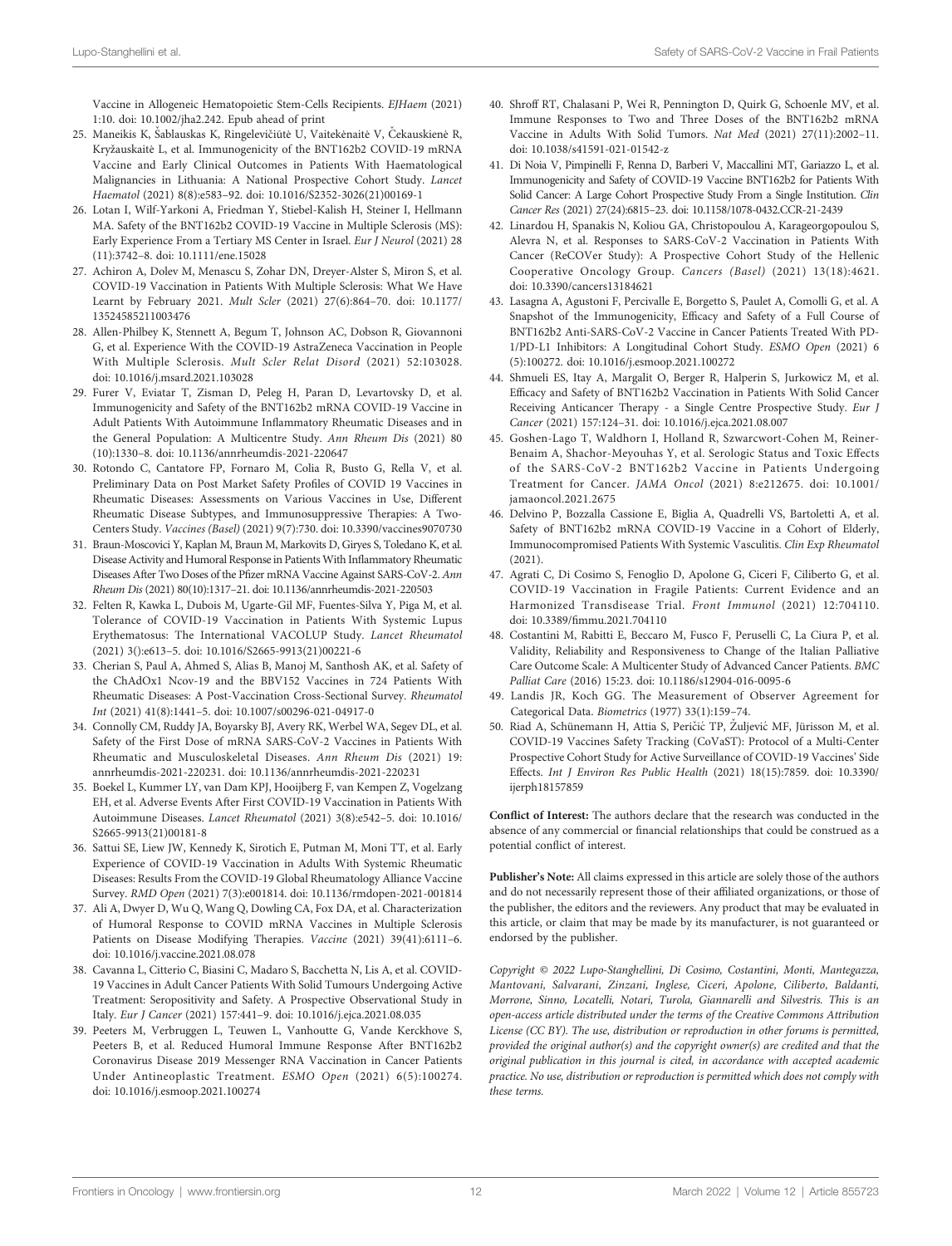Vaccine in Allogeneic Hematopoietic Stem-Cells Recipients. *EJHaem* (2021) 1:10. doi: 10.1002/jha2.242. Epub ahead of print

25. Maneikis K, Šablauskas K, Ringelevičiūtė U, Vaitekėnaitė V, Čekauskienė R, Kryžauskaitė L, et al. Immunogenicity of the BNT162b2 COVID-19 mRNA Vaccine and Early Clinical Outcomes in Patients With Haematological Malignancies in Lithuania: A National Prospective Cohort Study. *Lancet Haematol* (2021) 8(8):e583–92. doi: 10.1016/S2352-3026(21)00169-1
26. Lotan I, Wilf-Yarkoni A, Friedman Y, Stiebel-Kalish H, Steiner I, Hellmann MA. Safety of the BNT162b2 COVID-19 Vaccine in Multiple Sclerosis (MS): Early Experience From a Tertiary MS Center in Israel. *Eur J Neurol* (2021) 28 (11):3742–8. doi: 10.1111/ene.15028
27. Achiron A, Dolev M, Menascu S, Zohar DN, Dreyer-Alster S, Miron S, et al. COVID-19 Vaccination in Patients With Multiple Sclerosis: What We Have Learnt by February 2021. *Mult Scler* (2021) 27(6):864–70. doi: 10.1177/13524585211003476
28. Allen-Philbey K, Stennett A, Begum T, Johnson AC, Dobson R, Giovannoni G, et al. Experience With the COVID-19 AstraZeneca Vaccination in People With Multiple Sclerosis. *Mult Scler Relat Disord* (2021) 52:103028. doi: 10.1016/j.msard.2021.103028
29. Furer V, Eviatar T, Zisman D, Peleg H, Paran D, Levartovsky D, et al. Immunogenicity and Safety of the BNT162b2 mRNA COVID-19 Vaccine in Adult Patients With Autoimmune Inflammatory Rheumatic Diseases and in the General Population: A Multicentre Study. *Ann Rheum Dis* (2021) 80 (10):1330–8. doi: 10.1136/annrheumdis-2021-220647
30. Rotondo C, Cantatore FP, Fornaro M, Colia R, Busto G, Rella V, et al. Preliminary Data on Post Market Safety Profiles of COVID 19 Vaccines in Rheumatic Diseases: Assessments on Various Vaccines in Use, Different Rheumatic Disease Subtypes, and Immunosuppressive Therapies: A Two-Centers Study. *Vaccines (Basel)* (2021) 9(7):730. doi: 10.3390/vaccines9070730
31. Braun-Moscovici Y, Kaplan M, Braun M, Markovits D, Giryes S, Toledano K, et al. Disease Activity and Humoral Response in Patients With Inflammatory Rheumatic Diseases After Two Doses of the Pfizer mRNA Vaccine Against SARS-CoV-2. *Ann Rheum Dis* (2021) 80(10):1317–21. doi: 10.1136/annrheumdis-2021-220503
32. Felten R, Kawka L, Dubois M, Ugarte-Gil MF, Fuentes-Silva Y, Piga M, et al. Tolerance of COVID-19 Vaccination in Patients With Systemic Lupus Erythematosus: The International VACOLUP Study. *Lancet Rheumatol* (2021) 3():e613–5. doi: 10.1016/S2665-9913(21)00221-6
33. Cherian S, Paul A, Ahmed S, Alias B, Manoj M, Santhosh AK, et al. Safety of the ChAdOx1 Ncov-19 and the BBV152 Vaccines in 724 Patients With Rheumatic Diseases: A Post-Vaccination Cross-Sectional Survey. *Rheumatol Int* (2021) 41(8):1441–5. doi: 10.1007/s00296-021-04917-0
34. Connolly CM, Ruddy JA, Boyarsky BJ, Avery RK, Werbel WA, Segev DL, et al. Safety of the First Dose of mRNA SARS-CoV-2 Vaccines in Patients With Rheumatic and Musculoskeletal Diseases. *Ann Rheum Dis* (2021) 19: annrheumdis-2021-220231. doi: 10.1136/annrheumdis-2021-220231
35. Boekel L, Kummer LY, van Dam KPJ, Hooijberg F, van Kempen Z, Vogelzang EH, et al. Adverse Events After First COVID-19 Vaccination in Patients With Autoimmune Diseases. *Lancet Rheumatol* (2021) 3(8):e542–5. doi: 10.1016/S2665-9913(21)00181-8
36. Sattui SE, Liew JW, Kennedy K, Sirotich E, Putman M, Moni TT, et al. Early Experience of COVID-19 Vaccination in Adults With Systemic Rheumatic Diseases: Results From the COVID-19 Global Rheumatology Alliance Vaccine Survey. *RMD Open* (2021) 7(3):e001814. doi: 10.1136/rmdopen-2021-001814
37. Ali A, Dwyer D, Wu Q, Wang Q, Dowling CA, Fox DA, et al. Characterization of Humoral Response to COVID mRNA Vaccines in Multiple Sclerosis Patients on Disease Modifying Therapies. *Vaccine* (2021) 39(41):6111–6. doi: 10.1016/j.vaccine.2021.08.078
38. Cavanna L, Citterio C, Biasini C, Madaro S, Bacchetta N, Lis A, et al. COVID-19 Vaccines in Adult Cancer Patients With Solid Tumours Undergoing Active Treatment: Seropositivity and Safety. A Prospective Observational Study in Italy. *Eur J Cancer* (2021) 157:441–9. doi: 10.1016/j.ejca.2021.08.035
39. Peeters M, Verbruggen L, Teuwen L, Vanhoutte G, Vande Kerckhove S, Peeters B, et al. Reduced Humoral Immune Response After BNT162b2 Coronavirus Disease 2019 Messenger RNA Vaccination in Cancer Patients Under Antineoplastic Treatment. *ESMO Open* (2021) 6(5):100274. doi: 10.1016/j.esmoop.2021.100274
40. Shroff RT, Chalasani P, Wei R, Pennington D, Quirk G, Schoenle MV, et al. Immune Responses to Two and Three Doses of the BNT162b2 mRNA Vaccine in Adults With Solid Tumors. *Nat Med* (2021) 27(11):2002–11. doi: 10.1038/s41591-021-01542-z
41. Di Noia V, Pimpinelli F, Renna D, Barberi V, Maccallini MT, Gariazzo L, et al. Immunogenicity and Safety of COVID-19 Vaccine BNT162b2 for Patients With Solid Cancer: A Large Cohort Prospective Study From a Single Institution. *Clin Cancer Res* (2021) 27(24):6815–23. doi: 10.1158/1078-0432.CCR-21-2439
42. Linardou H, Spanakis N, Koliou GA, Christopoulou A, Karageorgopoulou S, Alevra N, et al. Responses to SARS-CoV-2 Vaccination in Patients With Cancer (ReCOVer Study): A Prospective Cohort Study of the Hellenic Cooperative Oncology Group. *Cancers (Basel)* (2021) 13(18):4621. doi: 10.3390/cancers13184621
43. Lasagna A, Agustoni F, Percivalle E, Borgetto S, Paulet A, Comolli G, et al. A Snapshot of the Immunogenicity, Efficacy and Safety of a Full Course of BNT162b2 Anti-SARS-CoV-2 Vaccine in Cancer Patients Treated With PD-1/PD-L1 Inhibitors: A Longitudinal Cohort Study. *ESMO Open* (2021) 6 (5):100272. doi: 10.1016/j.esmoop.2021.100272
44. Shmueli ES, Itay A, Margalit O, Berger R, Halperin S, Jurkowicz M, et al. Efficacy and Safety of BNT162b2 Vaccination in Patients With Solid Cancer Receiving Anticancer Therapy - a Single Centre Prospective Study. *Eur J Cancer* (2021) 157:124–31. doi: 10.1016/j.ejca.2021.08.007
45. Goshen-Lago T, Waldhorn I, Holland R, Szwarcwort-Cohen M, Reiner-Benaim A, Shachor-Meyouhas Y, et al. Serologic Status and Toxic Effects of the SARS-CoV-2 BNT162b2 Vaccine in Patients Undergoing Treatment for Cancer. *JAMA Oncol* (2021) 8:e212675. doi: 10.1001/jamaoncol.2021.2675
46. Delvino P, Bozzalla Cassione E, Biglia A, Quadrelli VS, Bartoletti A, et al. Safety of BNT162b2 mRNA COVID-19 Vaccine in a Cohort of Elderly, Immunocompromised Patients With Systemic Vasculitis. *Clin Exp Rheumatol* (2021).
47. Agrati C, Di Cosimo S, Fenoglio D, Apolone G, Ciceri F, Ciliberto G, et al. COVID-19 Vaccination in Fragile Patients: Current Evidence and an Harmonized Transdisease Trial. *Front Immunol* (2021) 12:704110. doi: 10.3389/fimmu.2021.704110
48. Costantini M, Rabitti E, Beccaro M, Fusco F, Peruselli C, La Ciura P, et al. Validity, Reliability and Responsiveness to Change of the Italian Palliative Care Outcome Scale: A Multicenter Study of Advanced Cancer Patients. *BMC Palliat Care* (2016) 15:23. doi: 10.1186/s12904-016-0095-6
49. Landis JR, Koch GG. The Measurement of Observer Agreement for Categorical Data. *Biometrics* (1977) 33(1):159–74.
50. Riad A, Schünemann H, Attia S, Peričić TP, Žuljević MF, Jürisson M, et al. COVID-19 Vaccines Safety Tracking (CoVaST): Protocol of a Multi-Center Prospective Cohort Study for Active Surveillance of COVID-19 Vaccines' Side Effects. *Int J Environ Res Public Health* (2021) 18(15):7859. doi: 10.3390/ijerph18157859

**Conflict of Interest:** The authors declare that the research was conducted in the absence of any commercial or financial relationships that could be construed as a potential conflict of interest.

**Publisher's Note:** All claims expressed in this article are solely those of the authors and do not necessarily represent those of their affiliated organizations, or those of the publisher, the editors and the reviewers. Any product that may be evaluated in this article, or claim that may be made by its manufacturer, is not guaranteed or endorsed by the publisher.

*Copyright © 2022 Lupo-Stanghellini, Di Cosimo, Costantini, Monti, Mantegazza, Mantovani, Salvarani, Zinzani, Inglese, Ciceri, Apolone, Ciliberto, Baldanti, Morrone, Sinno, Locatelli, Notari, Turola, Giannarelli and Silvestris. This is an open-access article distributed under the terms of the Creative Commons Attribution License (CC BY). The use, distribution or reproduction in other forums is permitted, provided the original author(s) and the copyright owner(s) are credited and that the original publication in this journal is cited, in accordance with accepted academic practice. No use, distribution or reproduction is permitted which does not comply with these terms.*